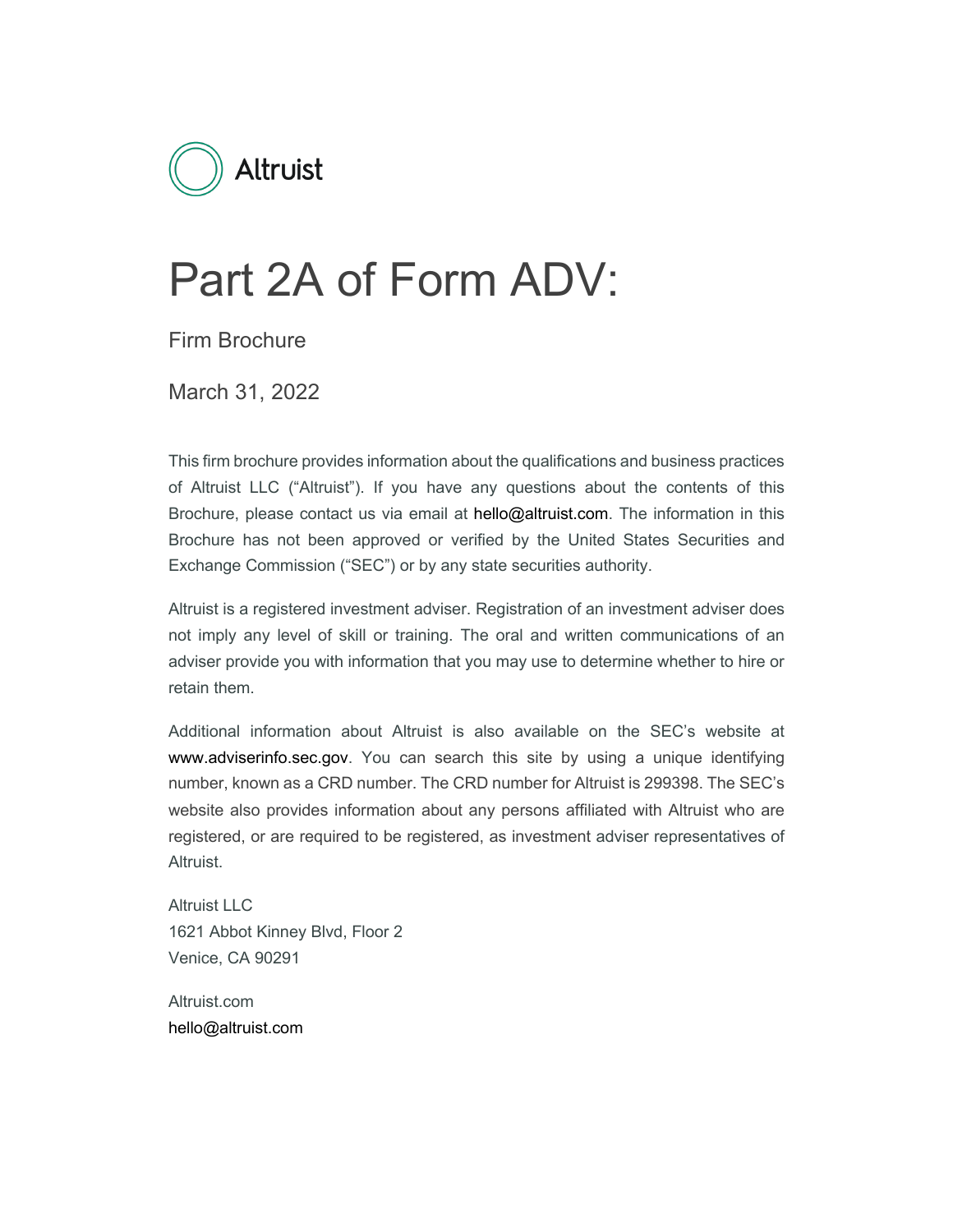Altruist

# Part 2A of Form ADV:

Firm Brochure

March 31, 2022

This firm brochure provides information about the qualifications and business practices of Altruist LLC ("Altruist"). If you have any questions about the contents of this Brochure, please contact us via email at hello@altruist.com. The information in this Brochure has not been approved or verified by the United States Securities and Exchange Commission ("SEC") or by any state securities authority.

Altruist is a registered investment adviser. Registration of an investment adviser does not imply any level of skill or training. The oral and written communications of an adviser provide you with information that you may use to determine whether to hire or retain them.

Additional information about Altruist is also available on the SEC's website at www.adviserinfo.sec.gov. You can search this site by using a unique identifying number, known as a CRD number. The CRD number for Altruist is 299398. The SEC's website also provides information about any persons affiliated with Altruist who are registered, or are required to be registered, as investment adviser representatives of Altruist.

Altruist LLC  
1621 Abbot Kinney Blvd, Floor 2  
Venice, CA 90291

Altruist.com  
hello@altruist.com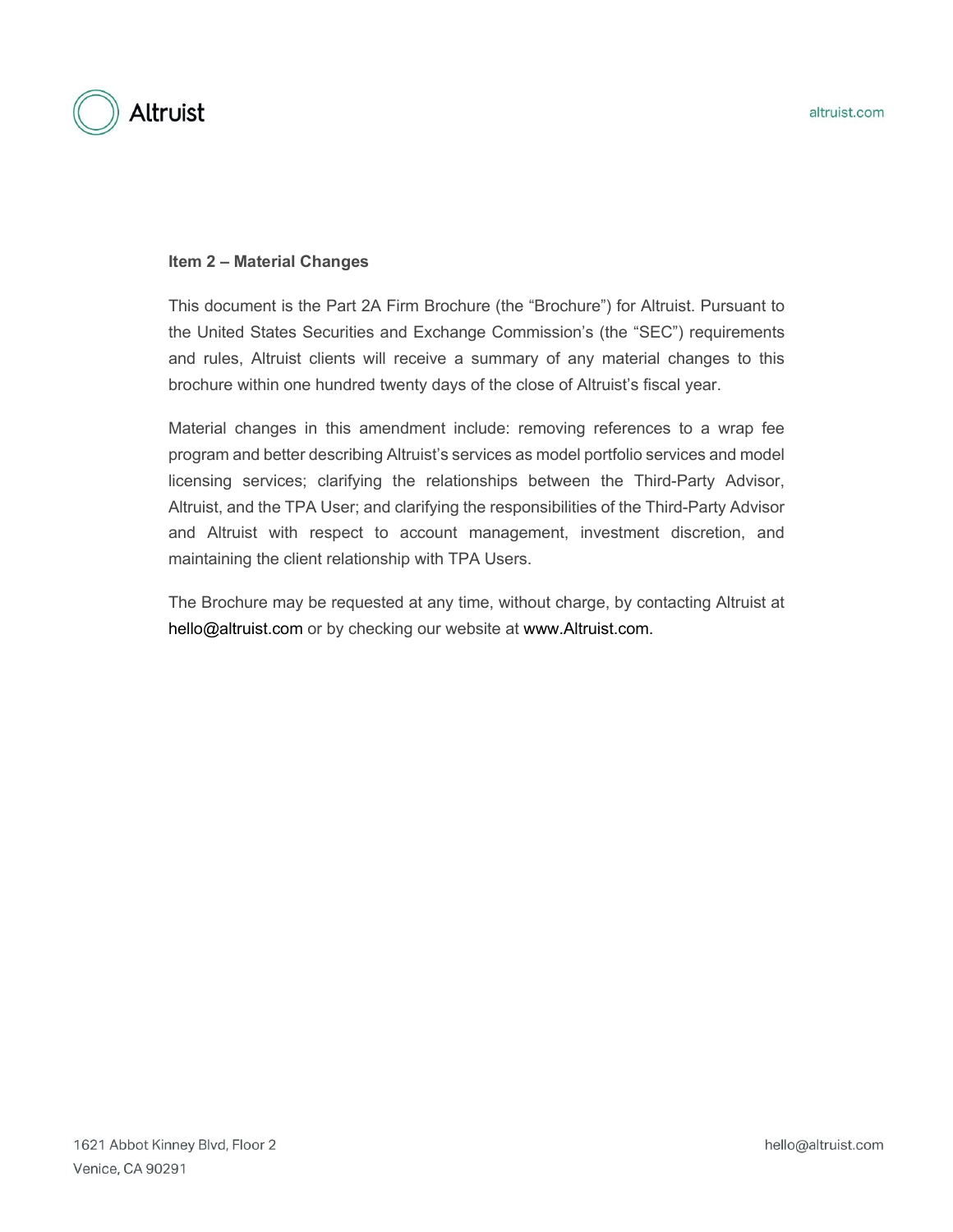## Item 2 – Material Changes

This document is the Part 2A Firm Brochure (the "Brochure") for Altruist. Pursuant to the United States Securities and Exchange Commission's (the "SEC") requirements and rules, Altruist clients will receive a summary of any material changes to this brochure within one hundred twenty days of the close of Altruist's fiscal year.

Material changes in this amendment include: removing references to a wrap fee program and better describing Altruist's services as model portfolio services and model licensing services; clarifying the relationships between the Third-Party Advisor, Altruist, and the TPA User; and clarifying the responsibilities of the Third-Party Advisor and Altruist with respect to account management, investment discretion, and maintaining the client relationship with TPA Users.

The Brochure may be requested at any time, without charge, by contacting Altruist at hello@altruist.com or by checking our website at www.Altruist.com.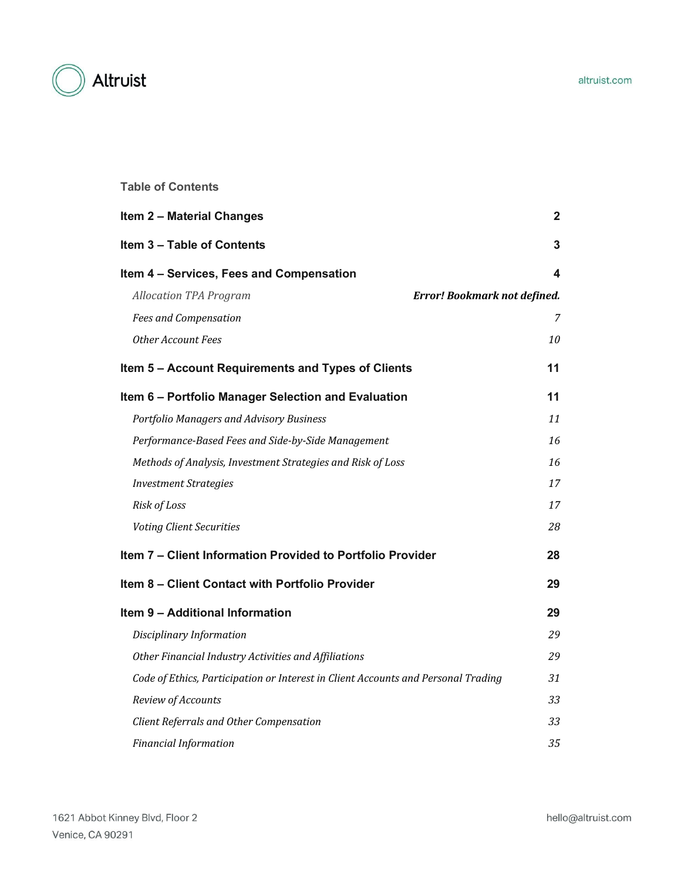## Table of Contents

| | |
|---|---|
| **Item 2 – Material Changes** | **2** |
| **Item 3 – Table of Contents** | **3** |
| **Item 4 – Services, Fees and Compensation** | **4** |
| *Allocation TPA Program* | ***Error! Bookmark not defined.*** |
| *Fees and Compensation* | *7* |
| *Other Account Fees* | *10* |
| **Item 5 – Account Requirements and Types of Clients** | **11** |
| **Item 6 – Portfolio Manager Selection and Evaluation** | **11** |
| *Portfolio Managers and Advisory Business* | *11* |
| *Performance-Based Fees and Side-by-Side Management* | *16* |
| *Methods of Analysis, Investment Strategies and Risk of Loss* | *16* |
| *Investment Strategies* | *17* |
| *Risk of Loss* | *17* |
| *Voting Client Securities* | *28* |
| **Item 7 – Client Information Provided to Portfolio Provider** | **28** |
| **Item 8 – Client Contact with Portfolio Provider** | **29** |
| **Item 9 – Additional Information** | **29** |
| *Disciplinary Information* | *29* |
| *Other Financial Industry Activities and Affiliations* | *29* |
| *Code of Ethics, Participation or Interest in Client Accounts and Personal Trading* | *31* |
| *Review of Accounts* | *33* |
| *Client Referrals and Other Compensation* | *33* |
| *Financial Information* | *35* |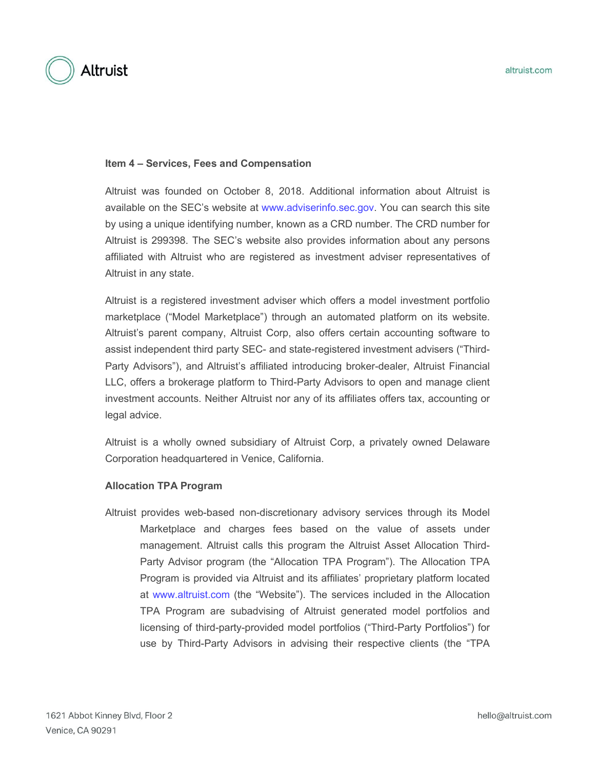**Item 4 – Services, Fees and Compensation**

Altruist was founded on October 8, 2018. Additional information about Altruist is available on the SEC's website at www.adviserinfo.sec.gov. You can search this site by using a unique identifying number, known as a CRD number. The CRD number for Altruist is 299398. The SEC's website also provides information about any persons affiliated with Altruist who are registered as investment adviser representatives of Altruist in any state.

Altruist is a registered investment adviser which offers a model investment portfolio marketplace ("Model Marketplace") through an automated platform on its website. Altruist's parent company, Altruist Corp, also offers certain accounting software to assist independent third party SEC- and state-registered investment advisers ("Third-Party Advisors"), and Altruist's affiliated introducing broker-dealer, Altruist Financial LLC, offers a brokerage platform to Third-Party Advisors to open and manage client investment accounts. Neither Altruist nor any of its affiliates offers tax, accounting or legal advice.

Altruist is a wholly owned subsidiary of Altruist Corp, a privately owned Delaware Corporation headquartered in Venice, California.

**Allocation TPA Program**

Altruist provides web-based non-discretionary advisory services through its Model Marketplace and charges fees based on the value of assets under management. Altruist calls this program the Altruist Asset Allocation Third-Party Advisor program (the "Allocation TPA Program"). The Allocation TPA Program is provided via Altruist and its affiliates' proprietary platform located at www.altruist.com (the "Website"). The services included in the Allocation TPA Program are subadvising of Altruist generated model portfolios and licensing of third-party-provided model portfolios ("Third-Party Portfolios") for use by Third-Party Advisors in advising their respective clients (the "TPA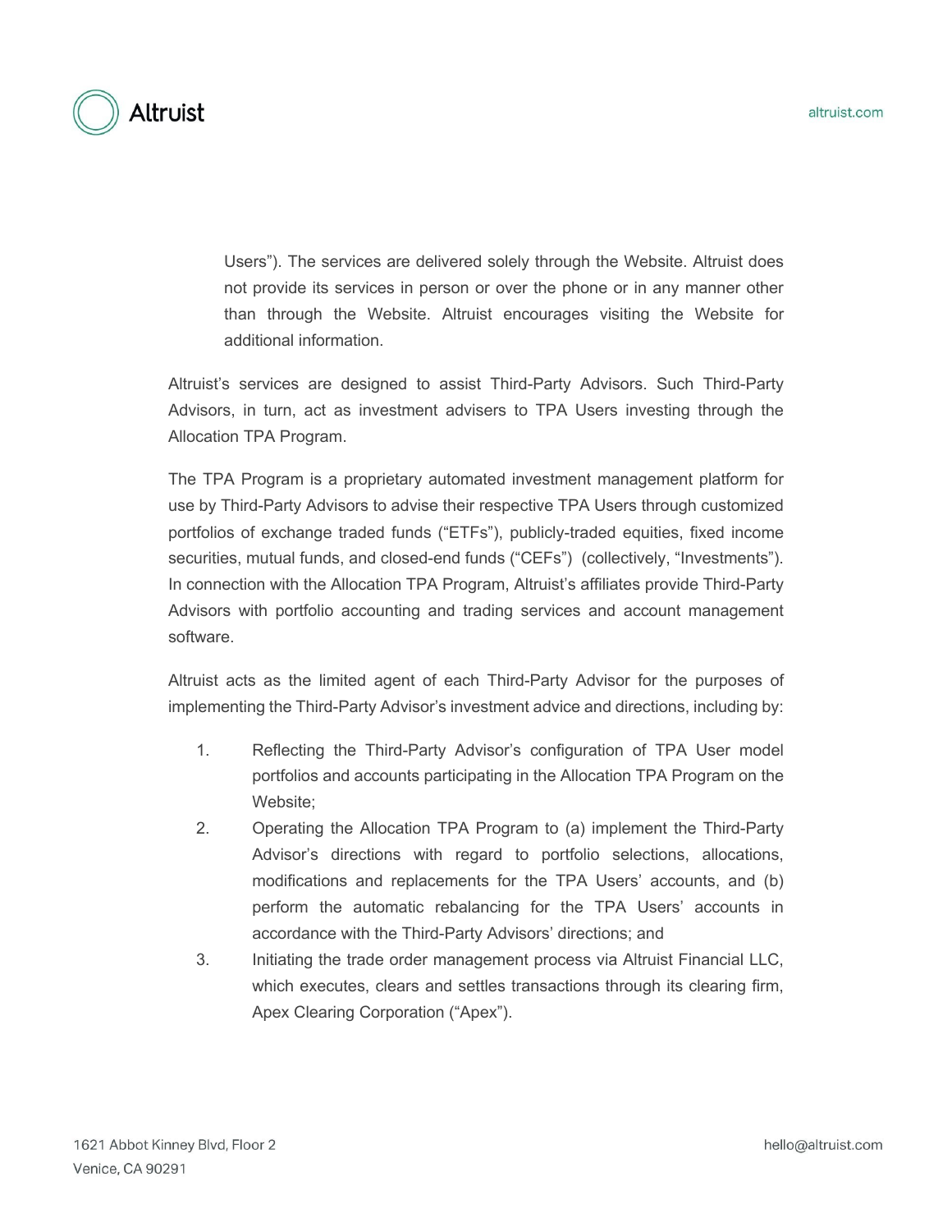Users"). The services are delivered solely through the Website. Altruist does not provide its services in person or over the phone or in any manner other than through the Website. Altruist encourages visiting the Website for additional information.

Altruist's services are designed to assist Third-Party Advisors. Such Third-Party Advisors, in turn, act as investment advisers to TPA Users investing through the Allocation TPA Program.

The TPA Program is a proprietary automated investment management platform for use by Third-Party Advisors to advise their respective TPA Users through customized portfolios of exchange traded funds ("ETFs"), publicly-traded equities, fixed income securities, mutual funds, and closed-end funds ("CEFs") (collectively, "Investments"). In connection with the Allocation TPA Program, Altruist's affiliates provide Third-Party Advisors with portfolio accounting and trading services and account management software.

Altruist acts as the limited agent of each Third-Party Advisor for the purposes of implementing the Third-Party Advisor's investment advice and directions, including by:

1. Reflecting the Third-Party Advisor's configuration of TPA User model portfolios and accounts participating in the Allocation TPA Program on the Website;
2. Operating the Allocation TPA Program to (a) implement the Third-Party Advisor's directions with regard to portfolio selections, allocations, modifications and replacements for the TPA Users' accounts, and (b) perform the automatic rebalancing for the TPA Users' accounts in accordance with the Third-Party Advisors' directions; and
3. Initiating the trade order management process via Altruist Financial LLC, which executes, clears and settles transactions through its clearing firm, Apex Clearing Corporation ("Apex").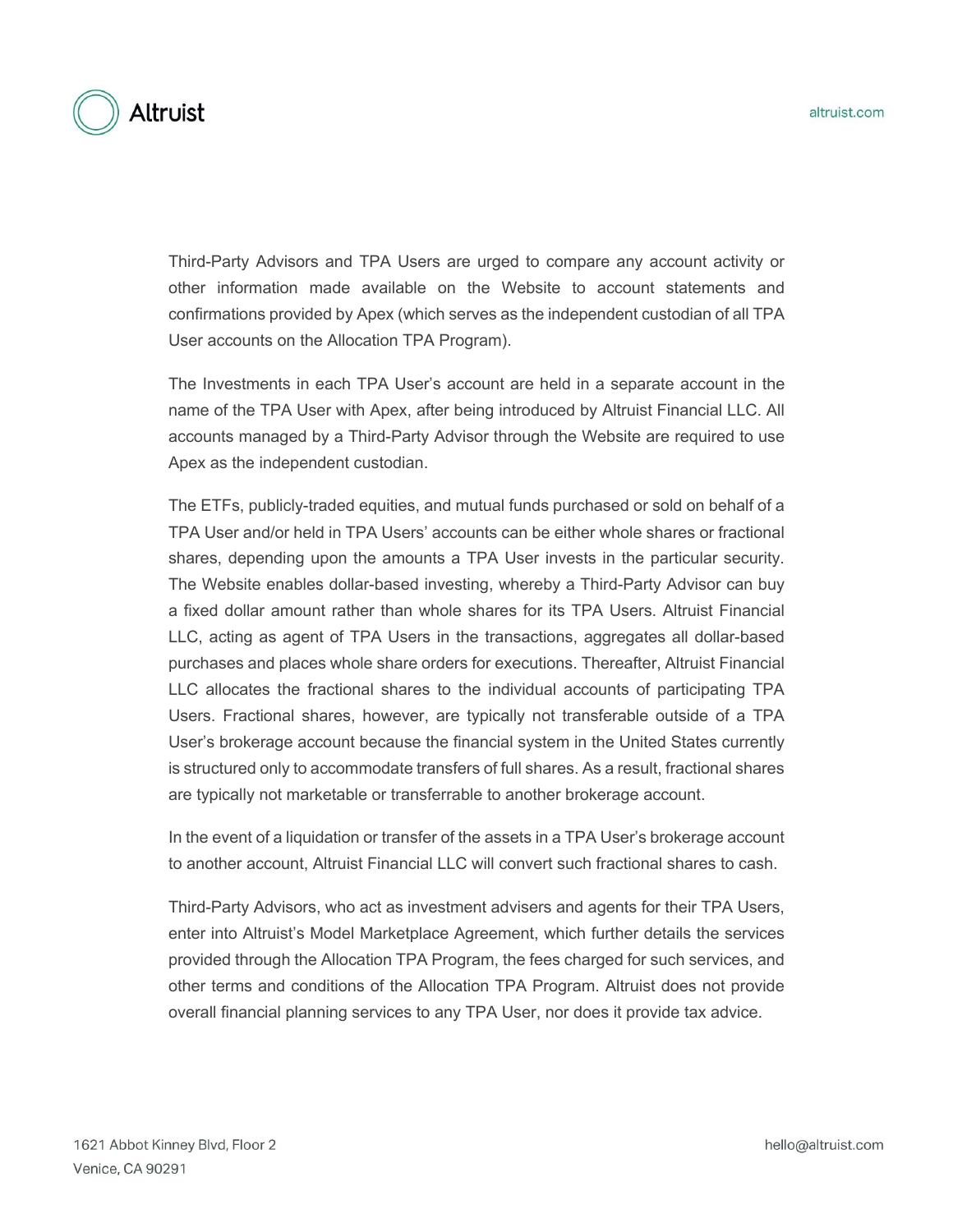Third-Party Advisors and TPA Users are urged to compare any account activity or other information made available on the Website to account statements and confirmations provided by Apex (which serves as the independent custodian of all TPA User accounts on the Allocation TPA Program).

The Investments in each TPA User's account are held in a separate account in the name of the TPA User with Apex, after being introduced by Altruist Financial LLC. All accounts managed by a Third-Party Advisor through the Website are required to use Apex as the independent custodian.

The ETFs, publicly-traded equities, and mutual funds purchased or sold on behalf of a TPA User and/or held in TPA Users' accounts can be either whole shares or fractional shares, depending upon the amounts a TPA User invests in the particular security. The Website enables dollar-based investing, whereby a Third-Party Advisor can buy a fixed dollar amount rather than whole shares for its TPA Users. Altruist Financial LLC, acting as agent of TPA Users in the transactions, aggregates all dollar-based purchases and places whole share orders for executions. Thereafter, Altruist Financial LLC allocates the fractional shares to the individual accounts of participating TPA Users. Fractional shares, however, are typically not transferable outside of a TPA User's brokerage account because the financial system in the United States currently is structured only to accommodate transfers of full shares. As a result, fractional shares are typically not marketable or transferrable to another brokerage account.

In the event of a liquidation or transfer of the assets in a TPA User's brokerage account to another account, Altruist Financial LLC will convert such fractional shares to cash.

Third-Party Advisors, who act as investment advisers and agents for their TPA Users, enter into Altruist's Model Marketplace Agreement, which further details the services provided through the Allocation TPA Program, the fees charged for such services, and other terms and conditions of the Allocation TPA Program. Altruist does not provide overall financial planning services to any TPA User, nor does it provide tax advice.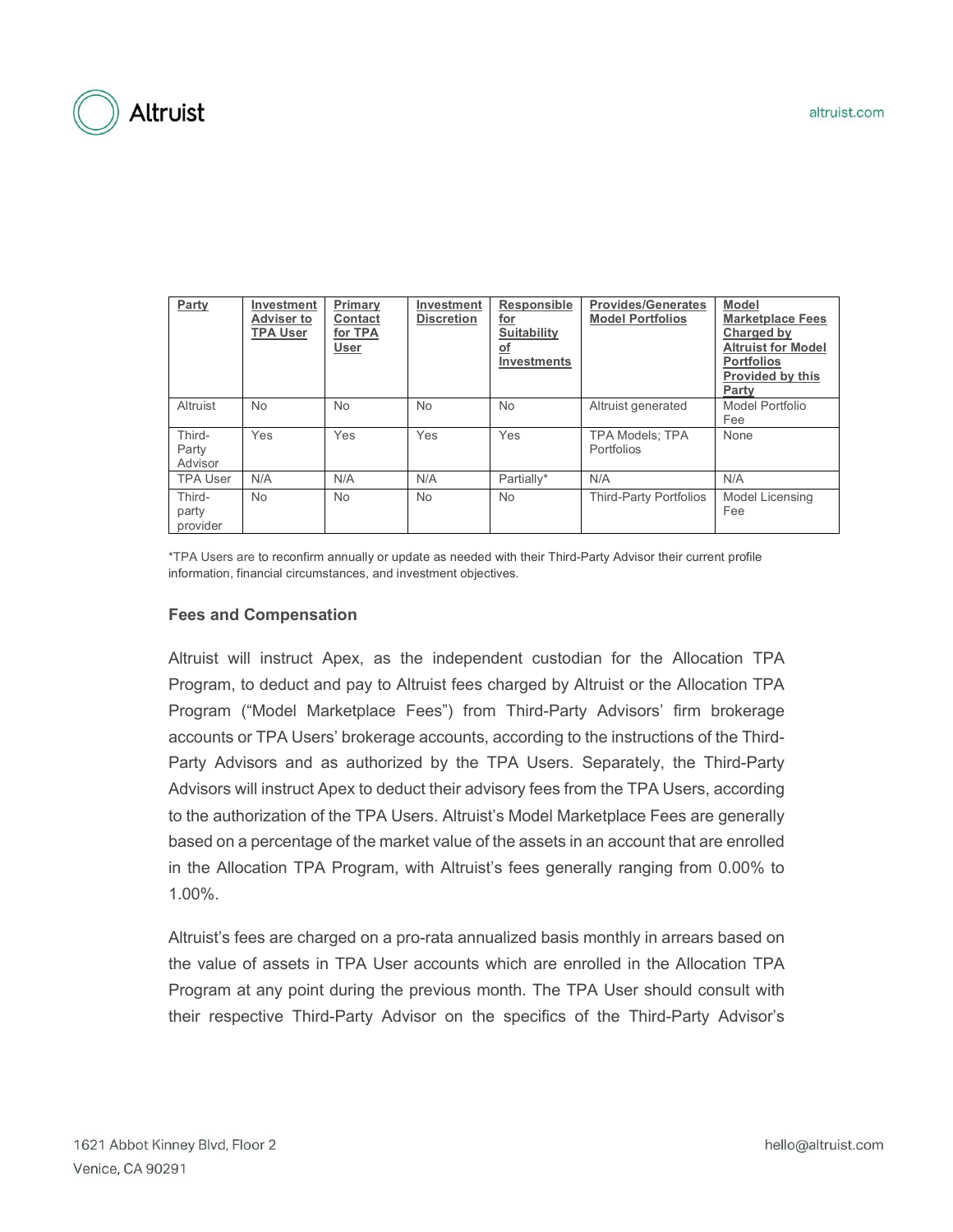| Party | Investment Adviser to TPA User | Primary Contact for TPA User | Investment Discretion | Responsible for Suitability of Investments | Provides/Generates Model Portfolios | Model Marketplace Fees Charged by Altruist for Model Portfolios Provided by this Party |
|---|---|---|---|---|---|---|
| Altruist | No | No | No | No | Altruist generated | Model Portfolio Fee |
| Third-Party Advisor | Yes | Yes | Yes | Yes | TPA Models; TPA Portfolios | None |
| TPA User | N/A | N/A | N/A | Partially* | N/A | N/A |
| Third-party provider | No | No | No | No | Third-Party Portfolios | Model Licensing Fee |

*TPA Users are to reconfirm annually or update as needed with their Third-Party Advisor their current profile information, financial circumstances, and investment objectives.

**Fees and Compensation**

Altruist will instruct Apex, as the independent custodian for the Allocation TPA Program, to deduct and pay to Altruist fees charged by Altruist or the Allocation TPA Program ("Model Marketplace Fees") from Third-Party Advisors' firm brokerage accounts or TPA Users' brokerage accounts, according to the instructions of the Third-Party Advisors and as authorized by the TPA Users. Separately, the Third-Party Advisors will instruct Apex to deduct their advisory fees from the TPA Users, according to the authorization of the TPA Users. Altruist's Model Marketplace Fees are generally based on a percentage of the market value of the assets in an account that are enrolled in the Allocation TPA Program, with Altruist's fees generally ranging from 0.00% to 1.00%.

Altruist's fees are charged on a pro-rata annualized basis monthly in arrears based on the value of assets in TPA User accounts which are enrolled in the Allocation TPA Program at any point during the previous month. The TPA User should consult with their respective Third-Party Advisor on the specifics of the Third-Party Advisor's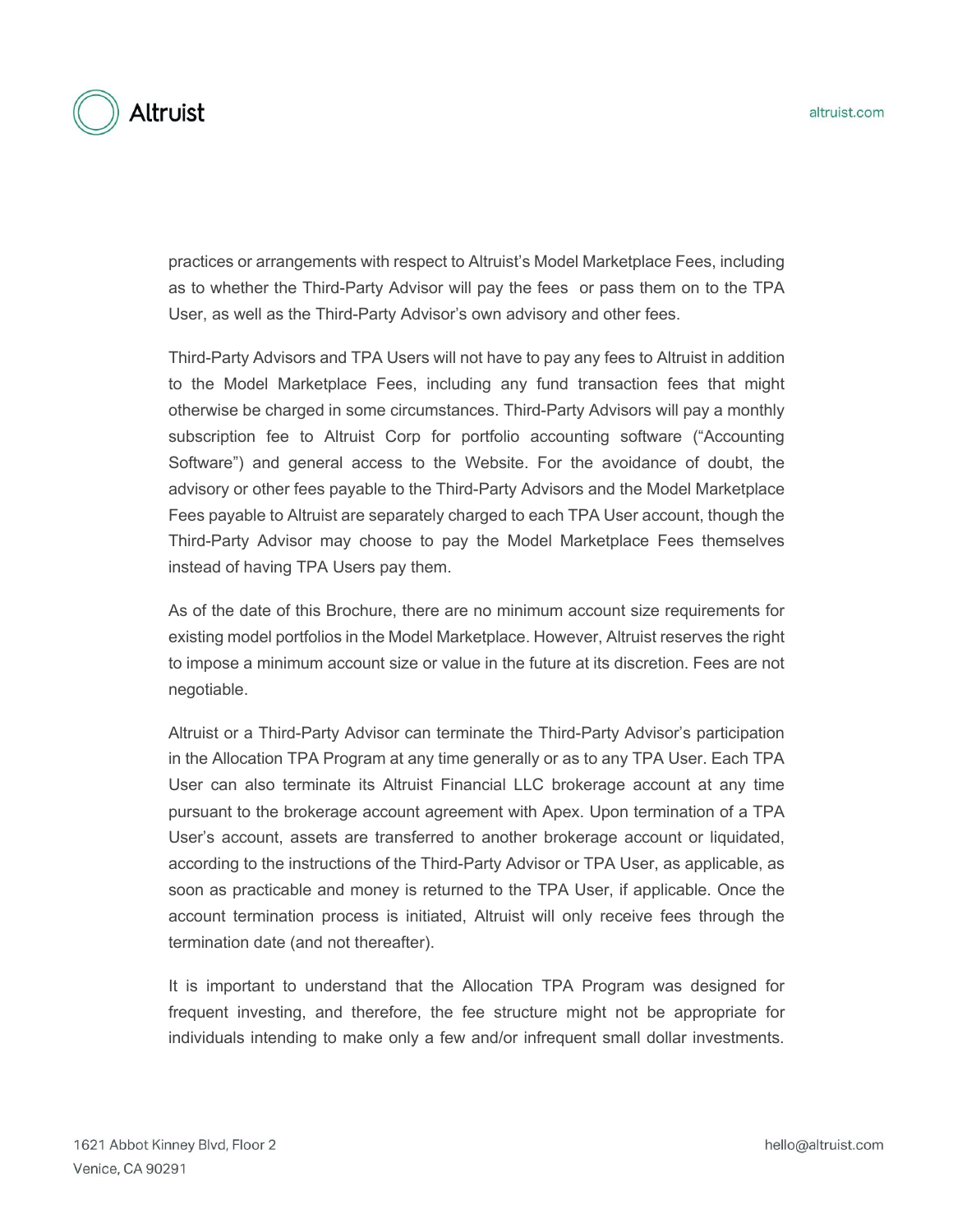practices or arrangements with respect to Altruist's Model Marketplace Fees, including as to whether the Third-Party Advisor will pay the fees or pass them on to the TPA User, as well as the Third-Party Advisor's own advisory and other fees.

Third-Party Advisors and TPA Users will not have to pay any fees to Altruist in addition to the Model Marketplace Fees, including any fund transaction fees that might otherwise be charged in some circumstances. Third-Party Advisors will pay a monthly subscription fee to Altruist Corp for portfolio accounting software ("Accounting Software") and general access to the Website. For the avoidance of doubt, the advisory or other fees payable to the Third-Party Advisors and the Model Marketplace Fees payable to Altruist are separately charged to each TPA User account, though the Third-Party Advisor may choose to pay the Model Marketplace Fees themselves instead of having TPA Users pay them.

As of the date of this Brochure, there are no minimum account size requirements for existing model portfolios in the Model Marketplace. However, Altruist reserves the right to impose a minimum account size or value in the future at its discretion. Fees are not negotiable.

Altruist or a Third-Party Advisor can terminate the Third-Party Advisor's participation in the Allocation TPA Program at any time generally or as to any TPA User. Each TPA User can also terminate its Altruist Financial LLC brokerage account at any time pursuant to the brokerage account agreement with Apex. Upon termination of a TPA User's account, assets are transferred to another brokerage account or liquidated, according to the instructions of the Third-Party Advisor or TPA User, as applicable, as soon as practicable and money is returned to the TPA User, if applicable. Once the account termination process is initiated, Altruist will only receive fees through the termination date (and not thereafter).

It is important to understand that the Allocation TPA Program was designed for frequent investing, and therefore, the fee structure might not be appropriate for individuals intending to make only a few and/or infrequent small dollar investments.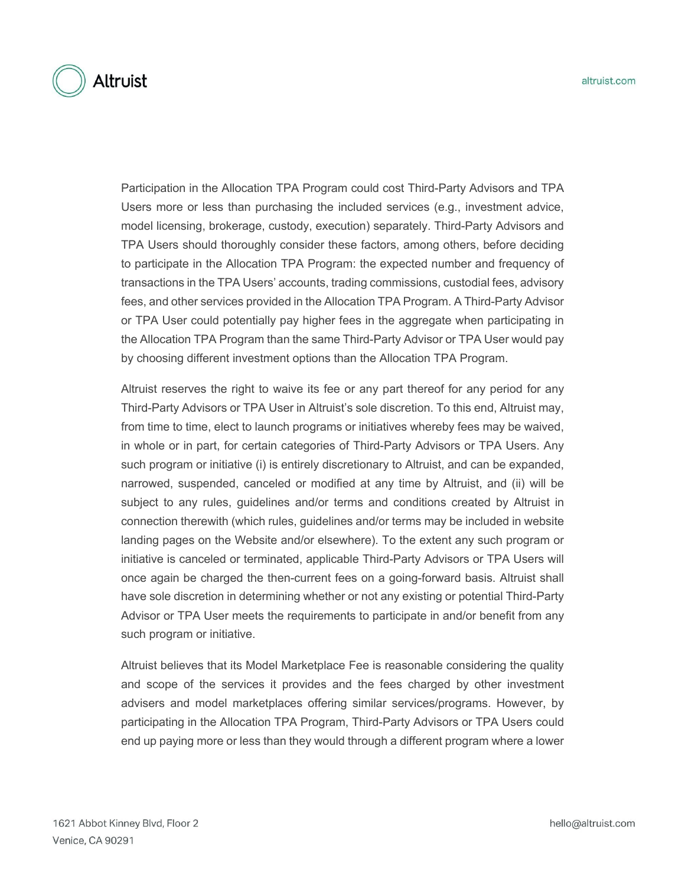Participation in the Allocation TPA Program could cost Third-Party Advisors and TPA Users more or less than purchasing the included services (e.g., investment advice, model licensing, brokerage, custody, execution) separately. Third-Party Advisors and TPA Users should thoroughly consider these factors, among others, before deciding to participate in the Allocation TPA Program: the expected number and frequency of transactions in the TPA Users' accounts, trading commissions, custodial fees, advisory fees, and other services provided in the Allocation TPA Program. A Third-Party Advisor or TPA User could potentially pay higher fees in the aggregate when participating in the Allocation TPA Program than the same Third-Party Advisor or TPA User would pay by choosing different investment options than the Allocation TPA Program.

Altruist reserves the right to waive its fee or any part thereof for any period for any Third-Party Advisors or TPA User in Altruist's sole discretion. To this end, Altruist may, from time to time, elect to launch programs or initiatives whereby fees may be waived, in whole or in part, for certain categories of Third-Party Advisors or TPA Users. Any such program or initiative (i) is entirely discretionary to Altruist, and can be expanded, narrowed, suspended, canceled or modified at any time by Altruist, and (ii) will be subject to any rules, guidelines and/or terms and conditions created by Altruist in connection therewith (which rules, guidelines and/or terms may be included in website landing pages on the Website and/or elsewhere). To the extent any such program or initiative is canceled or terminated, applicable Third-Party Advisors or TPA Users will once again be charged the then-current fees on a going-forward basis. Altruist shall have sole discretion in determining whether or not any existing or potential Third-Party Advisor or TPA User meets the requirements to participate in and/or benefit from any such program or initiative.

Altruist believes that its Model Marketplace Fee is reasonable considering the quality and scope of the services it provides and the fees charged by other investment advisers and model marketplaces offering similar services/programs. However, by participating in the Allocation TPA Program, Third-Party Advisors or TPA Users could end up paying more or less than they would through a different program where a lower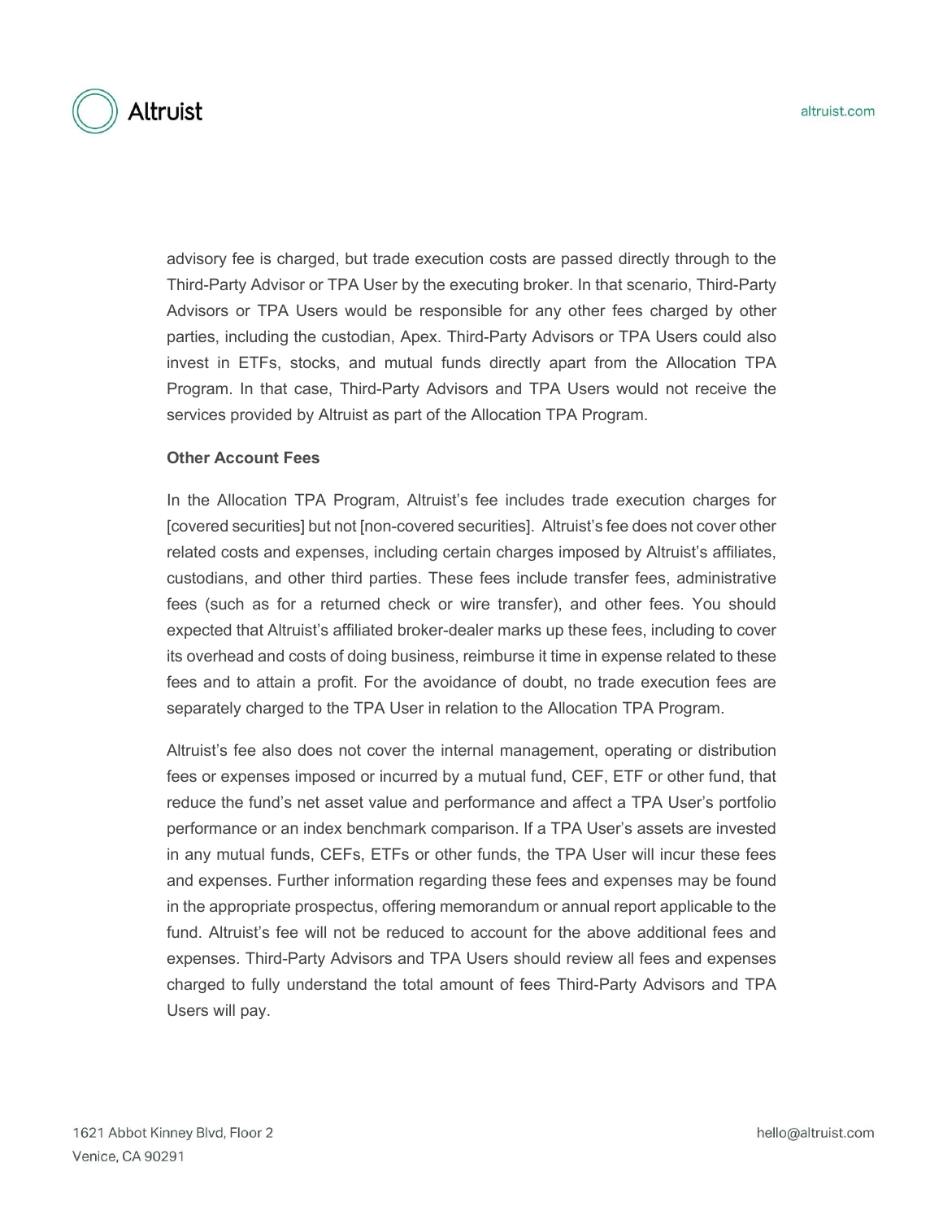advisory fee is charged, but trade execution costs are passed directly through to the Third-Party Advisor or TPA User by the executing broker. In that scenario, Third-Party Advisors or TPA Users would be responsible for any other fees charged by other parties, including the custodian, Apex. Third-Party Advisors or TPA Users could also invest in ETFs, stocks, and mutual funds directly apart from the Allocation TPA Program. In that case, Third-Party Advisors and TPA Users would not receive the services provided by Altruist as part of the Allocation TPA Program.

**Other Account Fees**

In the Allocation TPA Program, Altruist's fee includes trade execution charges for [covered securities] but not [non-covered securities]. Altruist's fee does not cover other related costs and expenses, including certain charges imposed by Altruist's affiliates, custodians, and other third parties. These fees include transfer fees, administrative fees (such as for a returned check or wire transfer), and other fees. You should expected that Altruist's affiliated broker-dealer marks up these fees, including to cover its overhead and costs of doing business, reimburse it time in expense related to these fees and to attain a profit. For the avoidance of doubt, no trade execution fees are separately charged to the TPA User in relation to the Allocation TPA Program.

Altruist's fee also does not cover the internal management, operating or distribution fees or expenses imposed or incurred by a mutual fund, CEF, ETF or other fund, that reduce the fund's net asset value and performance and affect a TPA User's portfolio performance or an index benchmark comparison. If a TPA User's assets are invested in any mutual funds, CEFs, ETFs or other funds, the TPA User will incur these fees and expenses. Further information regarding these fees and expenses may be found in the appropriate prospectus, offering memorandum or annual report applicable to the fund. Altruist's fee will not be reduced to account for the above additional fees and expenses. Third-Party Advisors and TPA Users should review all fees and expenses charged to fully understand the total amount of fees Third-Party Advisors and TPA Users will pay.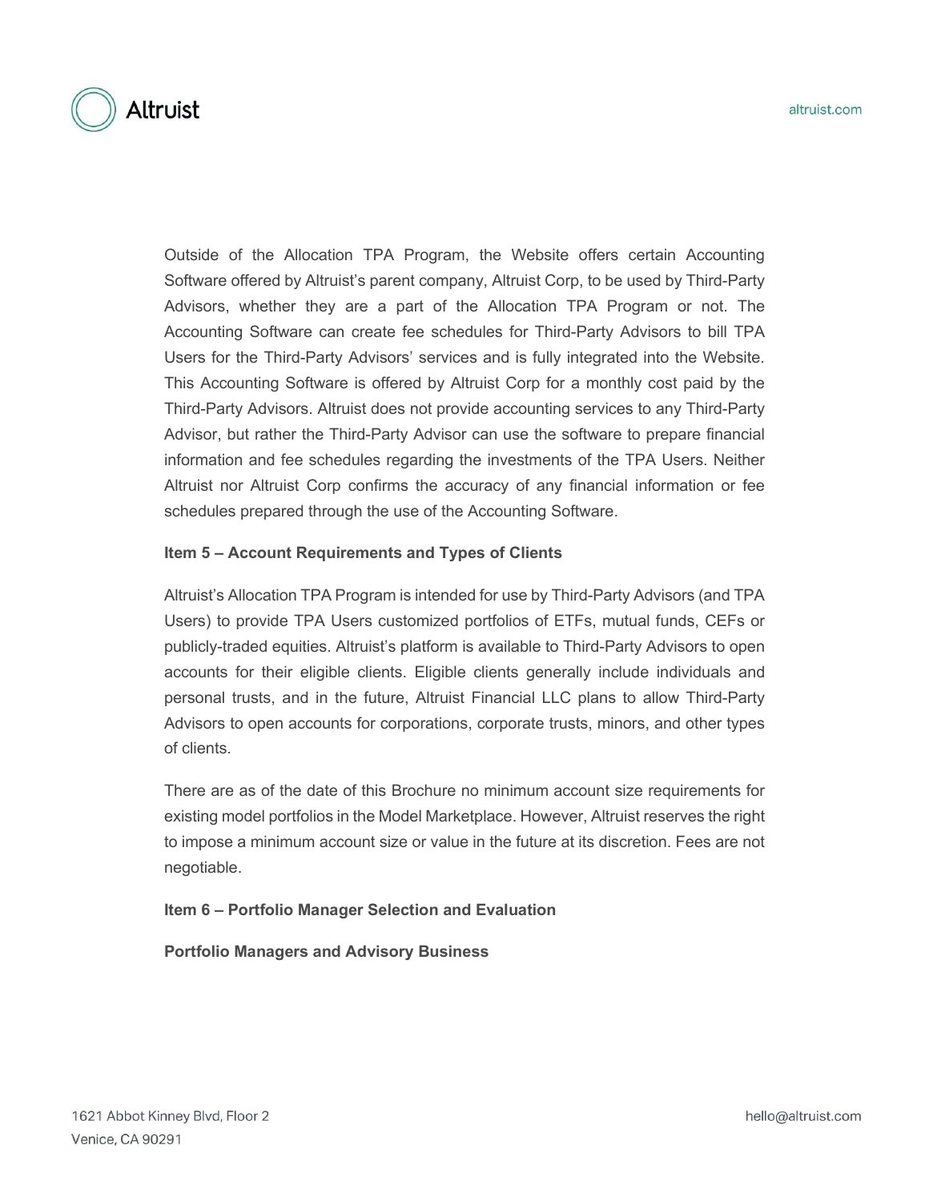Outside of the Allocation TPA Program, the Website offers certain Accounting Software offered by Altruist's parent company, Altruist Corp, to be used by Third-Party Advisors, whether they are a part of the Allocation TPA Program or not. The Accounting Software can create fee schedules for Third-Party Advisors to bill TPA Users for the Third-Party Advisors' services and is fully integrated into the Website. This Accounting Software is offered by Altruist Corp for a monthly cost paid by the Third-Party Advisors. Altruist does not provide accounting services to any Third-Party Advisor, but rather the Third-Party Advisor can use the software to prepare financial information and fee schedules regarding the investments of the TPA Users. Neither Altruist nor Altruist Corp confirms the accuracy of any financial information or fee schedules prepared through the use of the Accounting Software.

**Item 5 – Account Requirements and Types of Clients**

Altruist's Allocation TPA Program is intended for use by Third-Party Advisors (and TPA Users) to provide TPA Users customized portfolios of ETFs, mutual funds, CEFs or publicly-traded equities. Altruist's platform is available to Third-Party Advisors to open accounts for their eligible clients. Eligible clients generally include individuals and personal trusts, and in the future, Altruist Financial LLC plans to allow Third-Party Advisors to open accounts for corporations, corporate trusts, minors, and other types of clients.

There are as of the date of this Brochure no minimum account size requirements for existing model portfolios in the Model Marketplace. However, Altruist reserves the right to impose a minimum account size or value in the future at its discretion. Fees are not negotiable.

**Item 6 – Portfolio Manager Selection and Evaluation**

**Portfolio Managers and Advisory Business**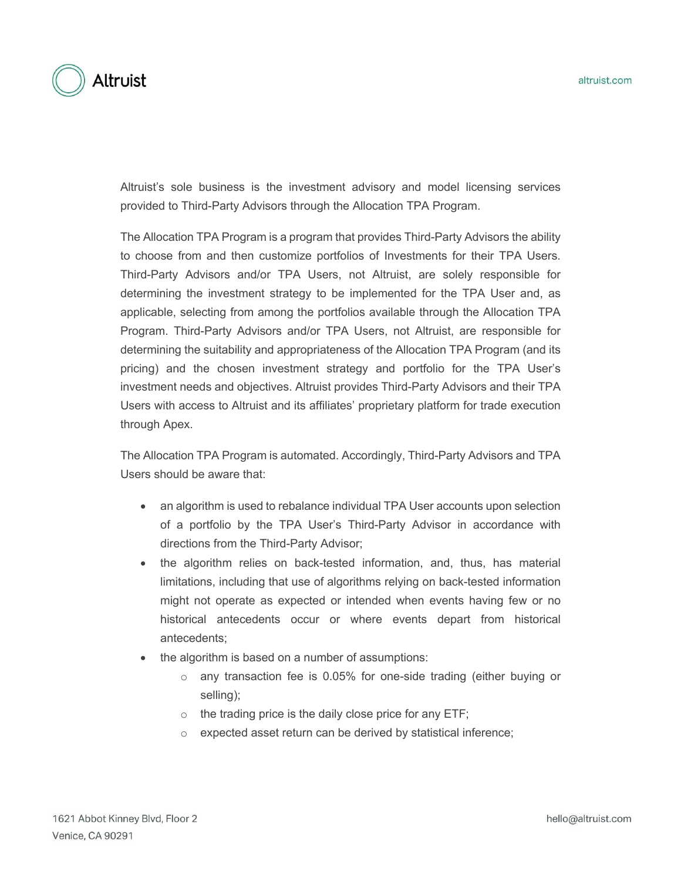Altruist's sole business is the investment advisory and model licensing services provided to Third-Party Advisors through the Allocation TPA Program.

The Allocation TPA Program is a program that provides Third-Party Advisors the ability to choose from and then customize portfolios of Investments for their TPA Users. Third-Party Advisors and/or TPA Users, not Altruist, are solely responsible for determining the investment strategy to be implemented for the TPA User and, as applicable, selecting from among the portfolios available through the Allocation TPA Program. Third-Party Advisors and/or TPA Users, not Altruist, are responsible for determining the suitability and appropriateness of the Allocation TPA Program (and its pricing) and the chosen investment strategy and portfolio for the TPA User's investment needs and objectives. Altruist provides Third-Party Advisors and their TPA Users with access to Altruist and its affiliates' proprietary platform for trade execution through Apex.

The Allocation TPA Program is automated. Accordingly, Third-Party Advisors and TPA Users should be aware that:

- an algorithm is used to rebalance individual TPA User accounts upon selection of a portfolio by the TPA User's Third-Party Advisor in accordance with directions from the Third-Party Advisor;
- the algorithm relies on back-tested information, and, thus, has material limitations, including that use of algorithms relying on back-tested information might not operate as expected or intended when events having few or no historical antecedents occur or where events depart from historical antecedents;
- the algorithm is based on a number of assumptions:
    - any transaction fee is 0.05% for one-side trading (either buying or selling);
    - the trading price is the daily close price for any ETF;
    - expected asset return can be derived by statistical inference;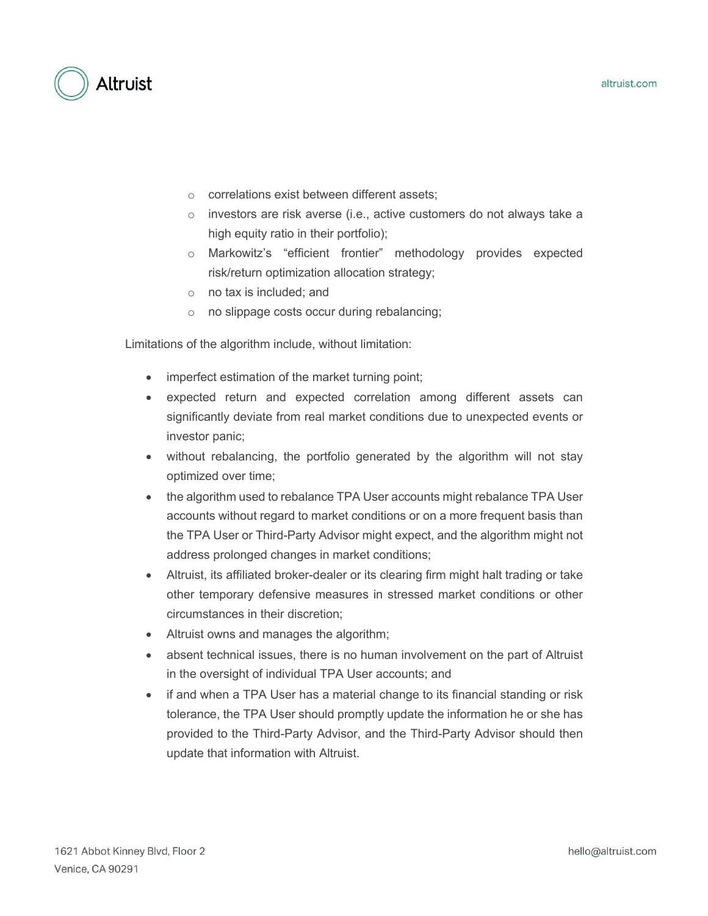- correlations exist between different assets;
    - investors are risk averse (i.e., active customers do not always take a high equity ratio in their portfolio);
    - Markowitz's "efficient frontier" methodology provides expected risk/return optimization allocation strategy;
    - no tax is included; and
    - no slippage costs occur during rebalancing;

Limitations of the algorithm include, without limitation:

- imperfect estimation of the market turning point;
- expected return and expected correlation among different assets can significantly deviate from real market conditions due to unexpected events or investor panic;
- without rebalancing, the portfolio generated by the algorithm will not stay optimized over time;
- the algorithm used to rebalance TPA User accounts might rebalance TPA User accounts without regard to market conditions or on a more frequent basis than the TPA User or Third-Party Advisor might expect, and the algorithm might not address prolonged changes in market conditions;
- Altruist, its affiliated broker-dealer or its clearing firm might halt trading or take other temporary defensive measures in stressed market conditions or other circumstances in their discretion;
- Altruist owns and manages the algorithm;
- absent technical issues, there is no human involvement on the part of Altruist in the oversight of individual TPA User accounts; and
- if and when a TPA User has a material change to its financial standing or risk tolerance, the TPA User should promptly update the information he or she has provided to the Third-Party Advisor, and the Third-Party Advisor should then update that information with Altruist.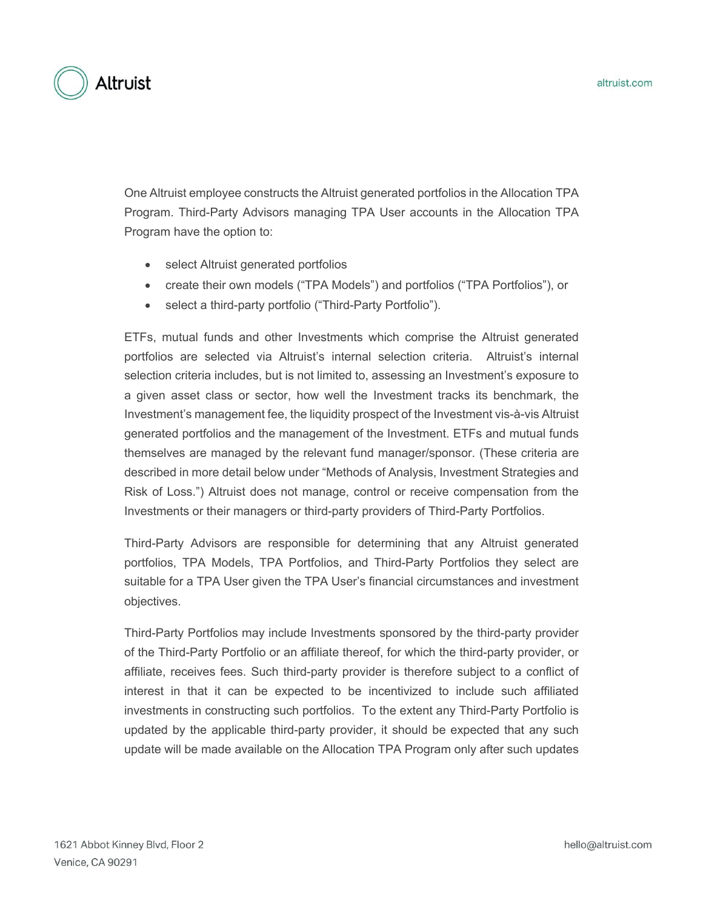One Altruist employee constructs the Altruist generated portfolios in the Allocation TPA Program. Third-Party Advisors managing TPA User accounts in the Allocation TPA Program have the option to:

- select Altruist generated portfolios
- create their own models ("TPA Models") and portfolios ("TPA Portfolios"), or
- select a third-party portfolio ("Third-Party Portfolio").

ETFs, mutual funds and other Investments which comprise the Altruist generated portfolios are selected via Altruist's internal selection criteria. Altruist's internal selection criteria includes, but is not limited to, assessing an Investment's exposure to a given asset class or sector, how well the Investment tracks its benchmark, the Investment's management fee, the liquidity prospect of the Investment vis-à-vis Altruist generated portfolios and the management of the Investment. ETFs and mutual funds themselves are managed by the relevant fund manager/sponsor. (These criteria are described in more detail below under "Methods of Analysis, Investment Strategies and Risk of Loss.") Altruist does not manage, control or receive compensation from the Investments or their managers or third-party providers of Third-Party Portfolios.

Third-Party Advisors are responsible for determining that any Altruist generated portfolios, TPA Models, TPA Portfolios, and Third-Party Portfolios they select are suitable for a TPA User given the TPA User's financial circumstances and investment objectives.

Third-Party Portfolios may include Investments sponsored by the third-party provider of the Third-Party Portfolio or an affiliate thereof, for which the third-party provider, or affiliate, receives fees. Such third-party provider is therefore subject to a conflict of interest in that it can be expected to be incentivized to include such affiliated investments in constructing such portfolios. To the extent any Third-Party Portfolio is updated by the applicable third-party provider, it should be expected that any such update will be made available on the Allocation TPA Program only after such updates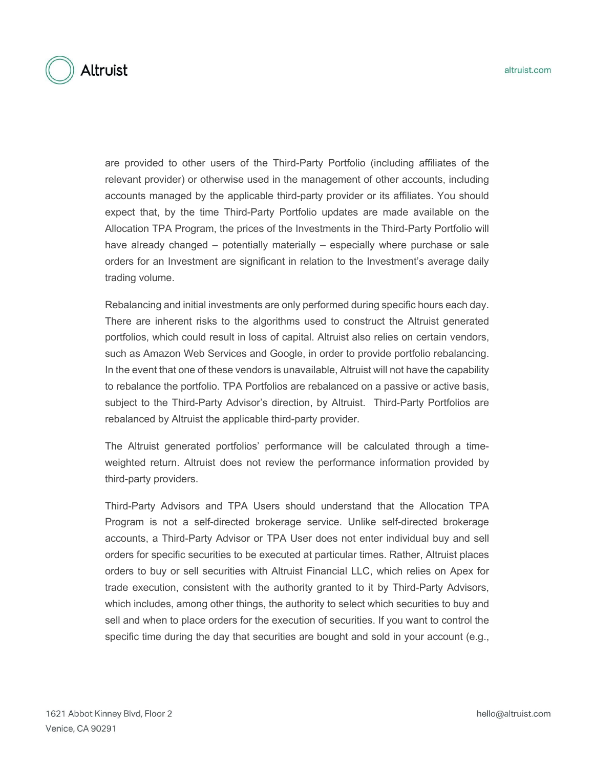are provided to other users of the Third-Party Portfolio (including affiliates of the relevant provider) or otherwise used in the management of other accounts, including accounts managed by the applicable third-party provider or its affiliates. You should expect that, by the time Third-Party Portfolio updates are made available on the Allocation TPA Program, the prices of the Investments in the Third-Party Portfolio will have already changed – potentially materially – especially where purchase or sale orders for an Investment are significant in relation to the Investment's average daily trading volume.

Rebalancing and initial investments are only performed during specific hours each day. There are inherent risks to the algorithms used to construct the Altruist generated portfolios, which could result in loss of capital. Altruist also relies on certain vendors, such as Amazon Web Services and Google, in order to provide portfolio rebalancing. In the event that one of these vendors is unavailable, Altruist will not have the capability to rebalance the portfolio. TPA Portfolios are rebalanced on a passive or active basis, subject to the Third-Party Advisor's direction, by Altruist. Third-Party Portfolios are rebalanced by Altruist the applicable third-party provider.

The Altruist generated portfolios' performance will be calculated through a time-weighted return. Altruist does not review the performance information provided by third-party providers.

Third-Party Advisors and TPA Users should understand that the Allocation TPA Program is not a self-directed brokerage service. Unlike self-directed brokerage accounts, a Third-Party Advisor or TPA User does not enter individual buy and sell orders for specific securities to be executed at particular times. Rather, Altruist places orders to buy or sell securities with Altruist Financial LLC, which relies on Apex for trade execution, consistent with the authority granted to it by Third-Party Advisors, which includes, among other things, the authority to select which securities to buy and sell and when to place orders for the execution of securities. If you want to control the specific time during the day that securities are bought and sold in your account (e.g.,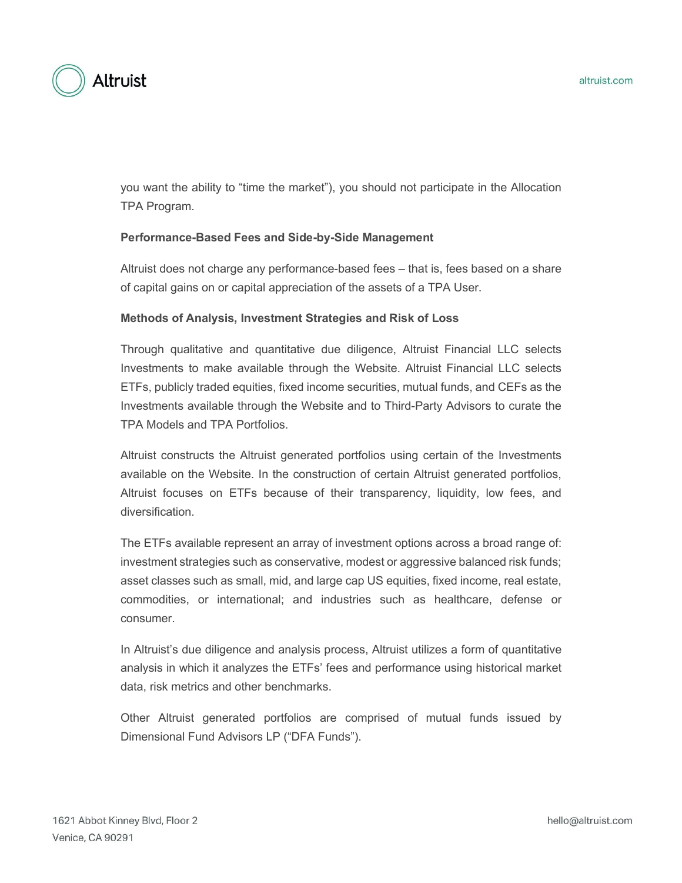you want the ability to "time the market"), you should not participate in the Allocation TPA Program.

**Performance-Based Fees and Side-by-Side Management**

Altruist does not charge any performance-based fees – that is, fees based on a share of capital gains on or capital appreciation of the assets of a TPA User.

**Methods of Analysis, Investment Strategies and Risk of Loss**

Through qualitative and quantitative due diligence, Altruist Financial LLC selects Investments to make available through the Website. Altruist Financial LLC selects ETFs, publicly traded equities, fixed income securities, mutual funds, and CEFs as the Investments available through the Website and to Third-Party Advisors to curate the TPA Models and TPA Portfolios.

Altruist constructs the Altruist generated portfolios using certain of the Investments available on the Website. In the construction of certain Altruist generated portfolios, Altruist focuses on ETFs because of their transparency, liquidity, low fees, and diversification.

The ETFs available represent an array of investment options across a broad range of: investment strategies such as conservative, modest or aggressive balanced risk funds; asset classes such as small, mid, and large cap US equities, fixed income, real estate, commodities, or international; and industries such as healthcare, defense or consumer.

In Altruist's due diligence and analysis process, Altruist utilizes a form of quantitative analysis in which it analyzes the ETFs' fees and performance using historical market data, risk metrics and other benchmarks.

Other Altruist generated portfolios are comprised of mutual funds issued by Dimensional Fund Advisors LP ("DFA Funds").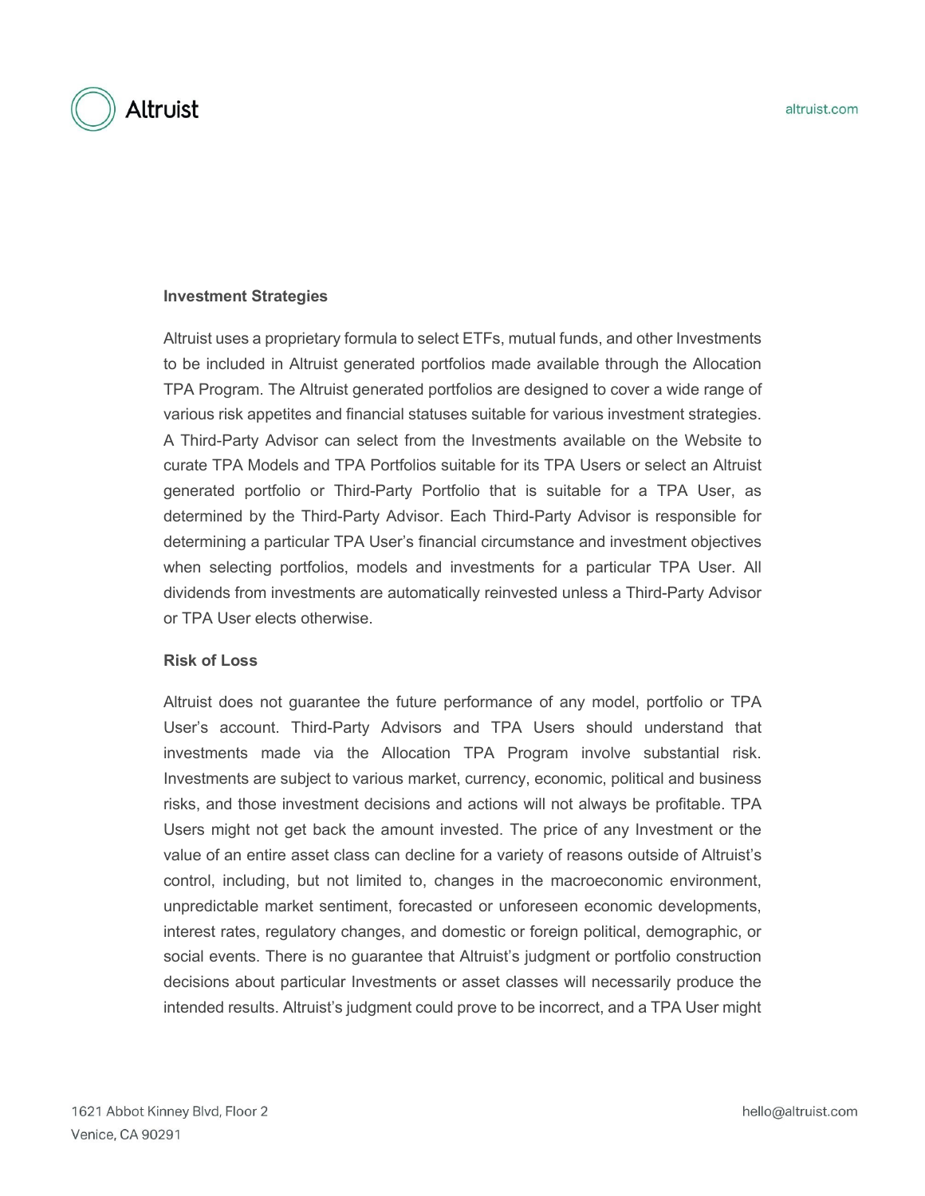**Investment Strategies**

Altruist uses a proprietary formula to select ETFs, mutual funds, and other Investments to be included in Altruist generated portfolios made available through the Allocation TPA Program. The Altruist generated portfolios are designed to cover a wide range of various risk appetites and financial statuses suitable for various investment strategies. A Third-Party Advisor can select from the Investments available on the Website to curate TPA Models and TPA Portfolios suitable for its TPA Users or select an Altruist generated portfolio or Third-Party Portfolio that is suitable for a TPA User, as determined by the Third-Party Advisor. Each Third-Party Advisor is responsible for determining a particular TPA User's financial circumstance and investment objectives when selecting portfolios, models and investments for a particular TPA User. All dividends from investments are automatically reinvested unless a Third-Party Advisor or TPA User elects otherwise.

**Risk of Loss**

Altruist does not guarantee the future performance of any model, portfolio or TPA User's account. Third-Party Advisors and TPA Users should understand that investments made via the Allocation TPA Program involve substantial risk. Investments are subject to various market, currency, economic, political and business risks, and those investment decisions and actions will not always be profitable. TPA Users might not get back the amount invested. The price of any Investment or the value of an entire asset class can decline for a variety of reasons outside of Altruist's control, including, but not limited to, changes in the macroeconomic environment, unpredictable market sentiment, forecasted or unforeseen economic developments, interest rates, regulatory changes, and domestic or foreign political, demographic, or social events. There is no guarantee that Altruist's judgment or portfolio construction decisions about particular Investments or asset classes will necessarily produce the intended results. Altruist's judgment could prove to be incorrect, and a TPA User might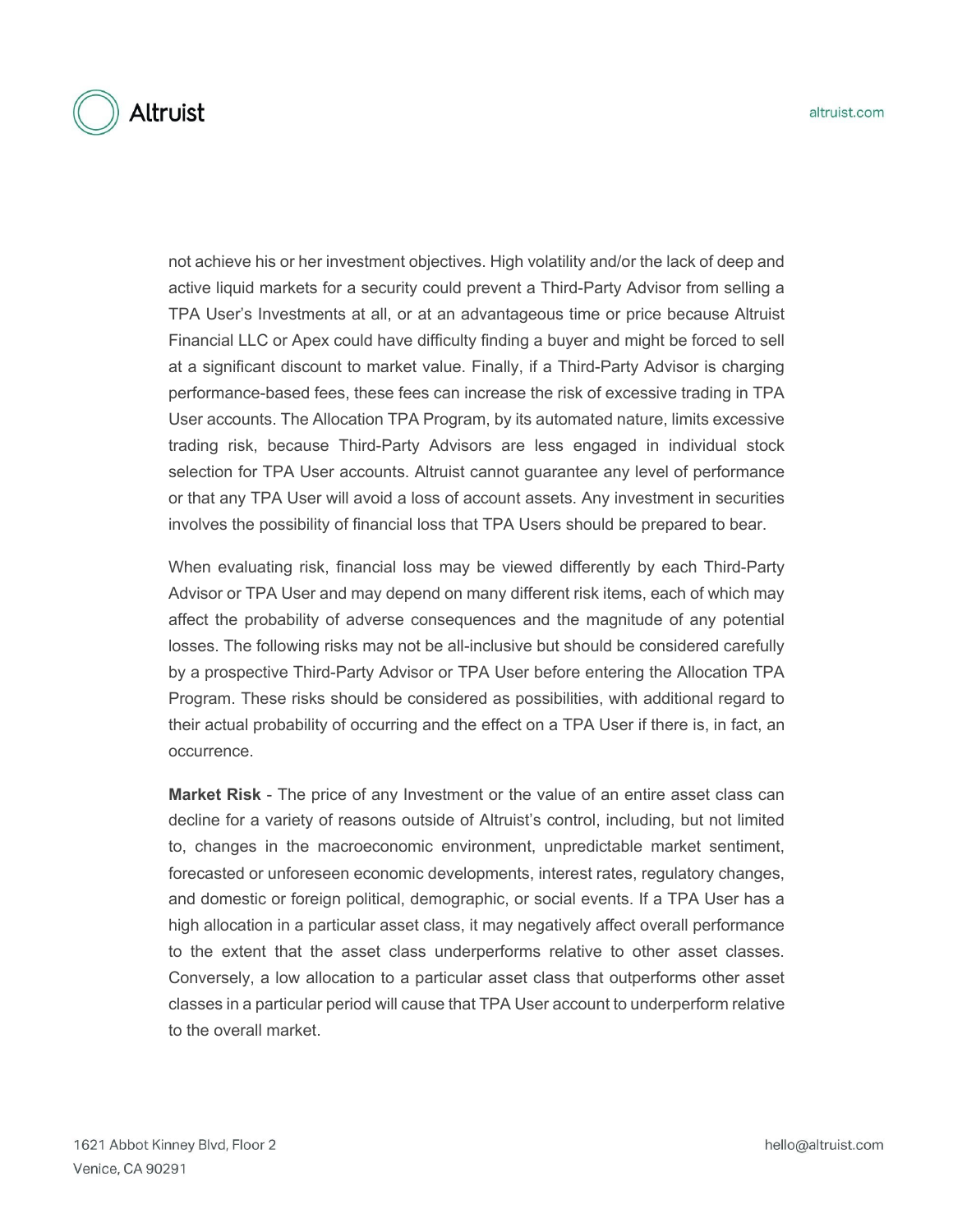not achieve his or her investment objectives. High volatility and/or the lack of deep and active liquid markets for a security could prevent a Third-Party Advisor from selling a TPA User's Investments at all, or at an advantageous time or price because Altruist Financial LLC or Apex could have difficulty finding a buyer and might be forced to sell at a significant discount to market value. Finally, if a Third-Party Advisor is charging performance-based fees, these fees can increase the risk of excessive trading in TPA User accounts. The Allocation TPA Program, by its automated nature, limits excessive trading risk, because Third-Party Advisors are less engaged in individual stock selection for TPA User accounts. Altruist cannot guarantee any level of performance or that any TPA User will avoid a loss of account assets. Any investment in securities involves the possibility of financial loss that TPA Users should be prepared to bear.

When evaluating risk, financial loss may be viewed differently by each Third-Party Advisor or TPA User and may depend on many different risk items, each of which may affect the probability of adverse consequences and the magnitude of any potential losses. The following risks may not be all-inclusive but should be considered carefully by a prospective Third-Party Advisor or TPA User before entering the Allocation TPA Program. These risks should be considered as possibilities, with additional regard to their actual probability of occurring and the effect on a TPA User if there is, in fact, an occurrence.

**Market Risk** - The price of any Investment or the value of an entire asset class can decline for a variety of reasons outside of Altruist's control, including, but not limited to, changes in the macroeconomic environment, unpredictable market sentiment, forecasted or unforeseen economic developments, interest rates, regulatory changes, and domestic or foreign political, demographic, or social events. If a TPA User has a high allocation in a particular asset class, it may negatively affect overall performance to the extent that the asset class underperforms relative to other asset classes. Conversely, a low allocation to a particular asset class that outperforms other asset classes in a particular period will cause that TPA User account to underperform relative to the overall market.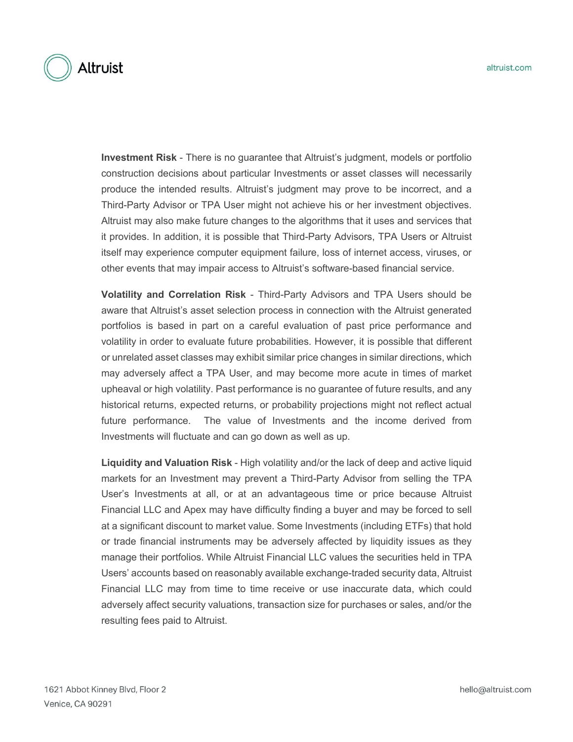**Investment Risk** - There is no guarantee that Altruist's judgment, models or portfolio construction decisions about particular Investments or asset classes will necessarily produce the intended results. Altruist's judgment may prove to be incorrect, and a Third-Party Advisor or TPA User might not achieve his or her investment objectives. Altruist may also make future changes to the algorithms that it uses and services that it provides. In addition, it is possible that Third-Party Advisors, TPA Users or Altruist itself may experience computer equipment failure, loss of internet access, viruses, or other events that may impair access to Altruist's software-based financial service.

**Volatility and Correlation Risk** - Third-Party Advisors and TPA Users should be aware that Altruist's asset selection process in connection with the Altruist generated portfolios is based in part on a careful evaluation of past price performance and volatility in order to evaluate future probabilities. However, it is possible that different or unrelated asset classes may exhibit similar price changes in similar directions, which may adversely affect a TPA User, and may become more acute in times of market upheaval or high volatility. Past performance is no guarantee of future results, and any historical returns, expected returns, or probability projections might not reflect actual future performance. The value of Investments and the income derived from Investments will fluctuate and can go down as well as up.

**Liquidity and Valuation Risk** - High volatility and/or the lack of deep and active liquid markets for an Investment may prevent a Third-Party Advisor from selling the TPA User's Investments at all, or at an advantageous time or price because Altruist Financial LLC and Apex may have difficulty finding a buyer and may be forced to sell at a significant discount to market value. Some Investments (including ETFs) that hold or trade financial instruments may be adversely affected by liquidity issues as they manage their portfolios. While Altruist Financial LLC values the securities held in TPA Users' accounts based on reasonably available exchange-traded security data, Altruist Financial LLC may from time to time receive or use inaccurate data, which could adversely affect security valuations, transaction size for purchases or sales, and/or the resulting fees paid to Altruist.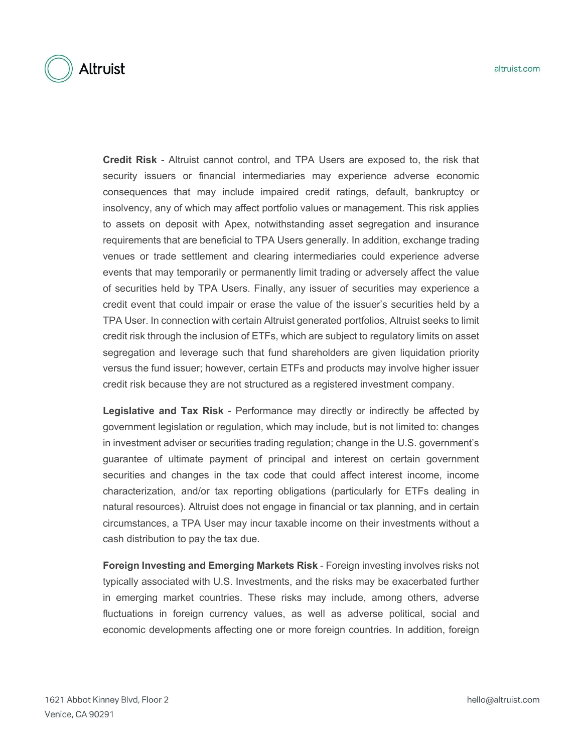**Credit Risk** - Altruist cannot control, and TPA Users are exposed to, the risk that security issuers or financial intermediaries may experience adverse economic consequences that may include impaired credit ratings, default, bankruptcy or insolvency, any of which may affect portfolio values or management. This risk applies to assets on deposit with Apex, notwithstanding asset segregation and insurance requirements that are beneficial to TPA Users generally. In addition, exchange trading venues or trade settlement and clearing intermediaries could experience adverse events that may temporarily or permanently limit trading or adversely affect the value of securities held by TPA Users. Finally, any issuer of securities may experience a credit event that could impair or erase the value of the issuer's securities held by a TPA User. In connection with certain Altruist generated portfolios, Altruist seeks to limit credit risk through the inclusion of ETFs, which are subject to regulatory limits on asset segregation and leverage such that fund shareholders are given liquidation priority versus the fund issuer; however, certain ETFs and products may involve higher issuer credit risk because they are not structured as a registered investment company.

**Legislative and Tax Risk** - Performance may directly or indirectly be affected by government legislation or regulation, which may include, but is not limited to: changes in investment adviser or securities trading regulation; change in the U.S. government's guarantee of ultimate payment of principal and interest on certain government securities and changes in the tax code that could affect interest income, income characterization, and/or tax reporting obligations (particularly for ETFs dealing in natural resources). Altruist does not engage in financial or tax planning, and in certain circumstances, a TPA User may incur taxable income on their investments without a cash distribution to pay the tax due.

**Foreign Investing and Emerging Markets Risk** - Foreign investing involves risks not typically associated with U.S. Investments, and the risks may be exacerbated further in emerging market countries. These risks may include, among others, adverse fluctuations in foreign currency values, as well as adverse political, social and economic developments affecting one or more foreign countries. In addition, foreign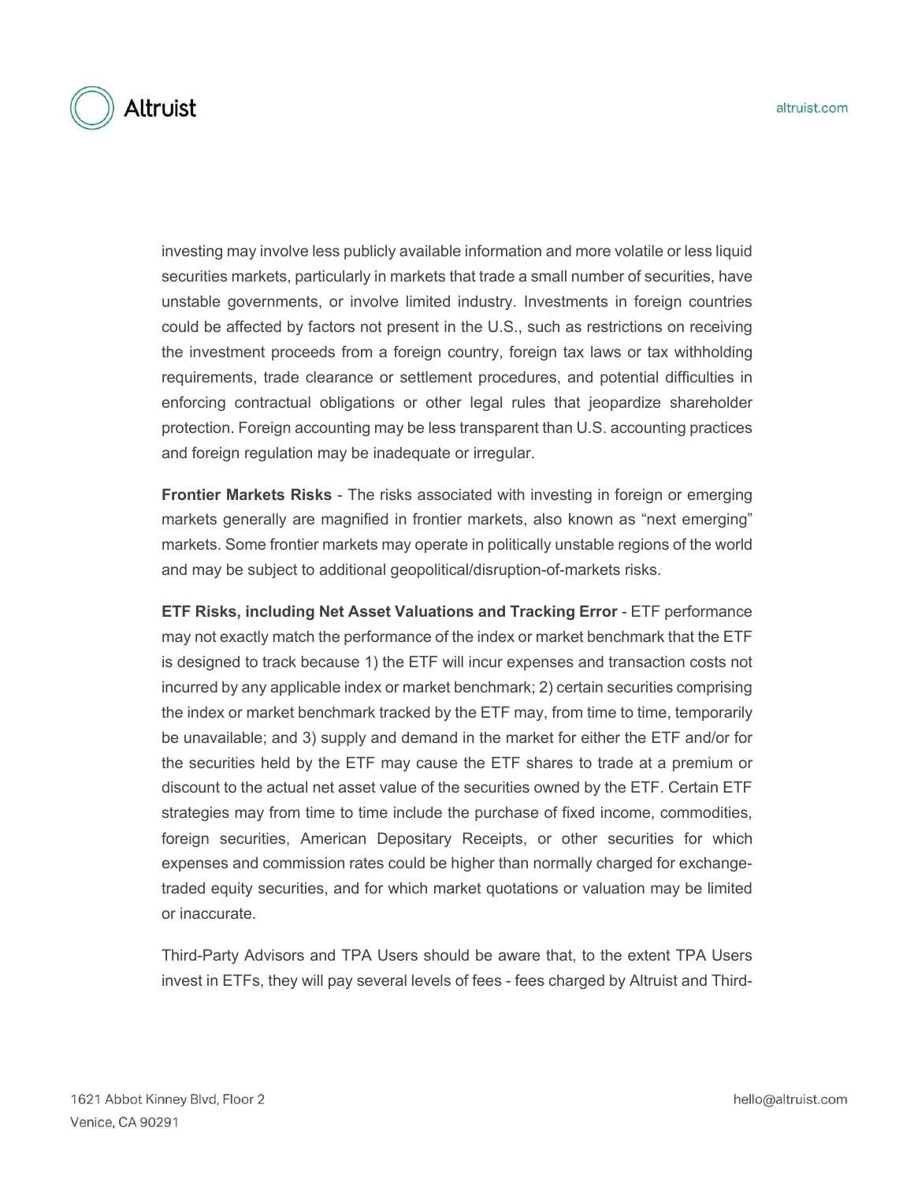investing may involve less publicly available information and more volatile or less liquid securities markets, particularly in markets that trade a small number of securities, have unstable governments, or involve limited industry. Investments in foreign countries could be affected by factors not present in the U.S., such as restrictions on receiving the investment proceeds from a foreign country, foreign tax laws or tax withholding requirements, trade clearance or settlement procedures, and potential difficulties in enforcing contractual obligations or other legal rules that jeopardize shareholder protection. Foreign accounting may be less transparent than U.S. accounting practices and foreign regulation may be inadequate or irregular.

**Frontier Markets Risks** - The risks associated with investing in foreign or emerging markets generally are magnified in frontier markets, also known as "next emerging" markets. Some frontier markets may operate in politically unstable regions of the world and may be subject to additional geopolitical/disruption-of-markets risks.

**ETF Risks, including Net Asset Valuations and Tracking Error** - ETF performance may not exactly match the performance of the index or market benchmark that the ETF is designed to track because 1) the ETF will incur expenses and transaction costs not incurred by any applicable index or market benchmark; 2) certain securities comprising the index or market benchmark tracked by the ETF may, from time to time, temporarily be unavailable; and 3) supply and demand in the market for either the ETF and/or for the securities held by the ETF may cause the ETF shares to trade at a premium or discount to the actual net asset value of the securities owned by the ETF. Certain ETF strategies may from time to time include the purchase of fixed income, commodities, foreign securities, American Depositary Receipts, or other securities for which expenses and commission rates could be higher than normally charged for exchange-traded equity securities, and for which market quotations or valuation may be limited or inaccurate.

Third-Party Advisors and TPA Users should be aware that, to the extent TPA Users invest in ETFs, they will pay several levels of fees - fees charged by Altruist and Third-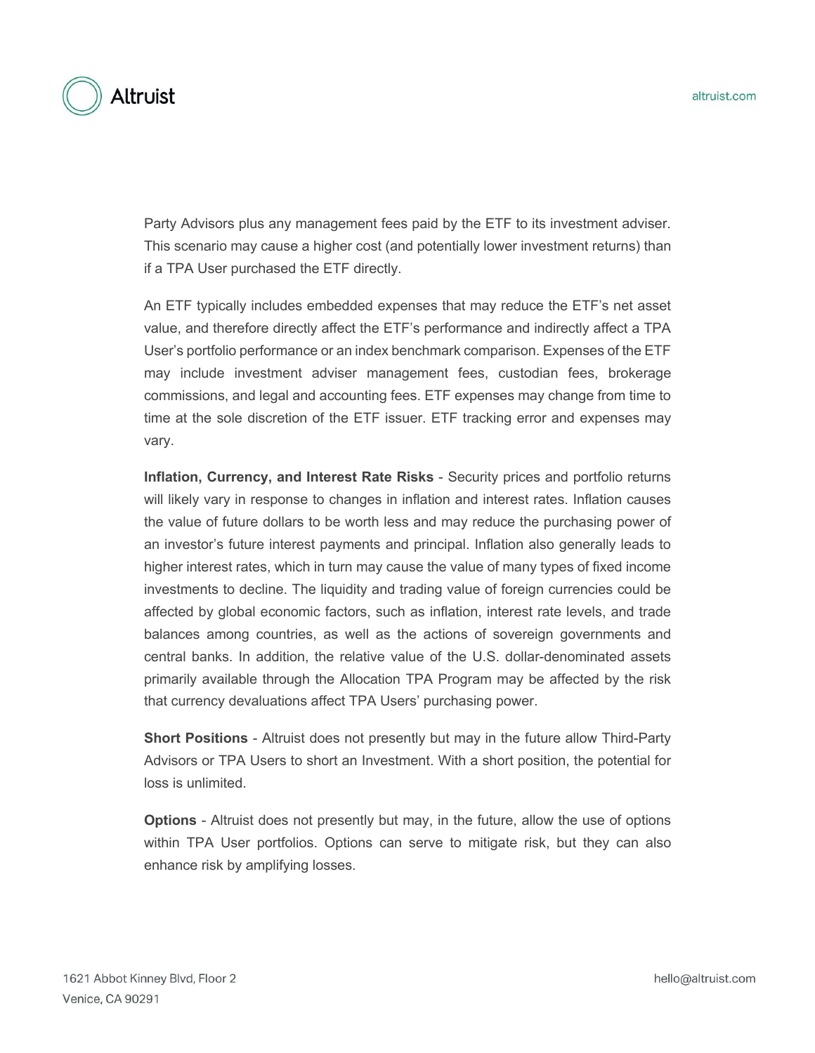Party Advisors plus any management fees paid by the ETF to its investment adviser. This scenario may cause a higher cost (and potentially lower investment returns) than if a TPA User purchased the ETF directly.

An ETF typically includes embedded expenses that may reduce the ETF's net asset value, and therefore directly affect the ETF's performance and indirectly affect a TPA User's portfolio performance or an index benchmark comparison. Expenses of the ETF may include investment adviser management fees, custodian fees, brokerage commissions, and legal and accounting fees. ETF expenses may change from time to time at the sole discretion of the ETF issuer. ETF tracking error and expenses may vary.

**Inflation, Currency, and Interest Rate Risks** - Security prices and portfolio returns will likely vary in response to changes in inflation and interest rates. Inflation causes the value of future dollars to be worth less and may reduce the purchasing power of an investor's future interest payments and principal. Inflation also generally leads to higher interest rates, which in turn may cause the value of many types of fixed income investments to decline. The liquidity and trading value of foreign currencies could be affected by global economic factors, such as inflation, interest rate levels, and trade balances among countries, as well as the actions of sovereign governments and central banks. In addition, the relative value of the U.S. dollar-denominated assets primarily available through the Allocation TPA Program may be affected by the risk that currency devaluations affect TPA Users' purchasing power.

**Short Positions** - Altruist does not presently but may in the future allow Third-Party Advisors or TPA Users to short an Investment. With a short position, the potential for loss is unlimited.

**Options** - Altruist does not presently but may, in the future, allow the use of options within TPA User portfolios. Options can serve to mitigate risk, but they can also enhance risk by amplifying losses.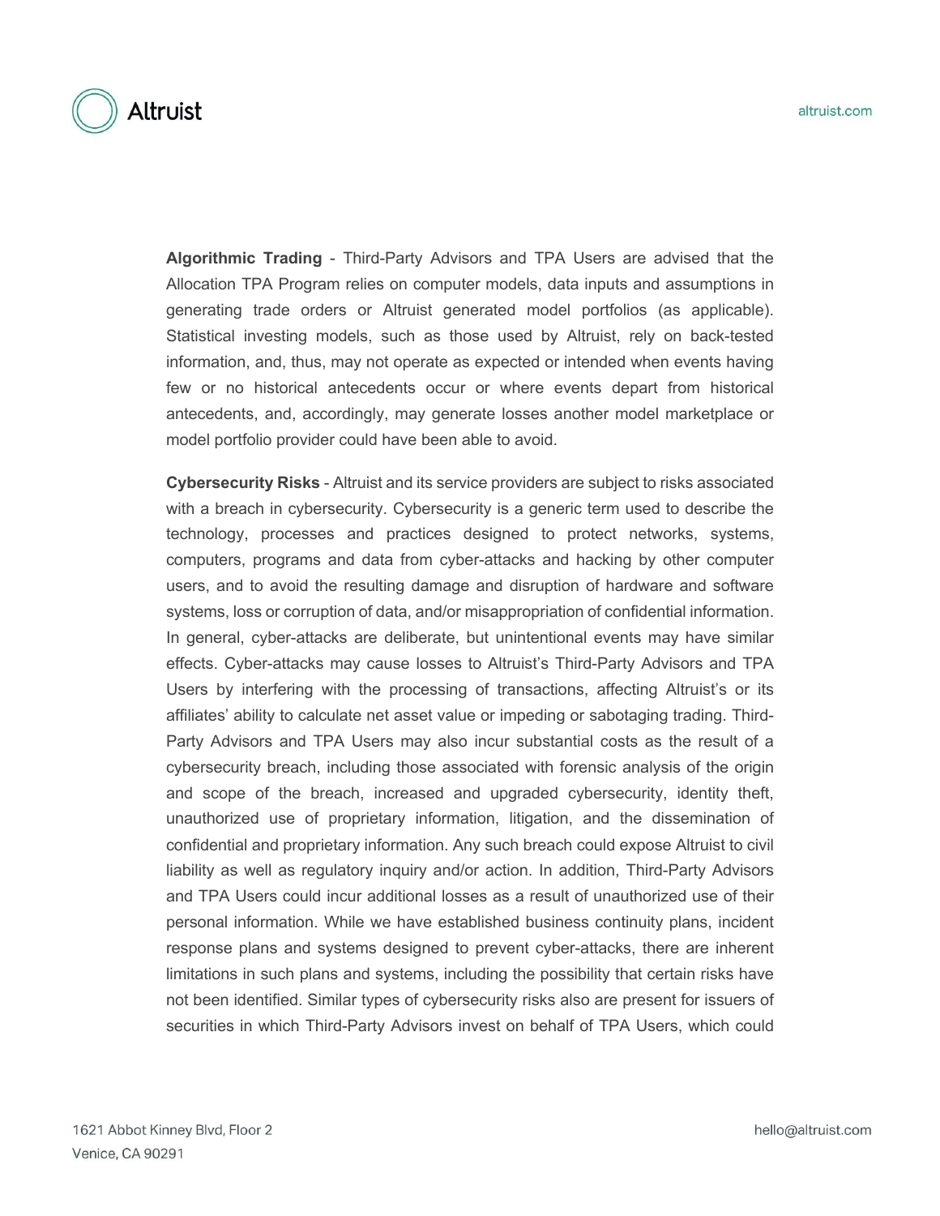**Algorithmic Trading** - Third-Party Advisors and TPA Users are advised that the Allocation TPA Program relies on computer models, data inputs and assumptions in generating trade orders or Altruist generated model portfolios (as applicable). Statistical investing models, such as those used by Altruist, rely on back-tested information, and, thus, may not operate as expected or intended when events having few or no historical antecedents occur or where events depart from historical antecedents, and, accordingly, may generate losses another model marketplace or model portfolio provider could have been able to avoid.

**Cybersecurity Risks** - Altruist and its service providers are subject to risks associated with a breach in cybersecurity. Cybersecurity is a generic term used to describe the technology, processes and practices designed to protect networks, systems, computers, programs and data from cyber-attacks and hacking by other computer users, and to avoid the resulting damage and disruption of hardware and software systems, loss or corruption of data, and/or misappropriation of confidential information. In general, cyber-attacks are deliberate, but unintentional events may have similar effects. Cyber-attacks may cause losses to Altruist's Third-Party Advisors and TPA Users by interfering with the processing of transactions, affecting Altruist's or its affiliates' ability to calculate net asset value or impeding or sabotaging trading. Third-Party Advisors and TPA Users may also incur substantial costs as the result of a cybersecurity breach, including those associated with forensic analysis of the origin and scope of the breach, increased and upgraded cybersecurity, identity theft, unauthorized use of proprietary information, litigation, and the dissemination of confidential and proprietary information. Any such breach could expose Altruist to civil liability as well as regulatory inquiry and/or action. In addition, Third-Party Advisors and TPA Users could incur additional losses as a result of unauthorized use of their personal information. While we have established business continuity plans, incident response plans and systems designed to prevent cyber-attacks, there are inherent limitations in such plans and systems, including the possibility that certain risks have not been identified. Similar types of cybersecurity risks also are present for issuers of securities in which Third-Party Advisors invest on behalf of TPA Users, which could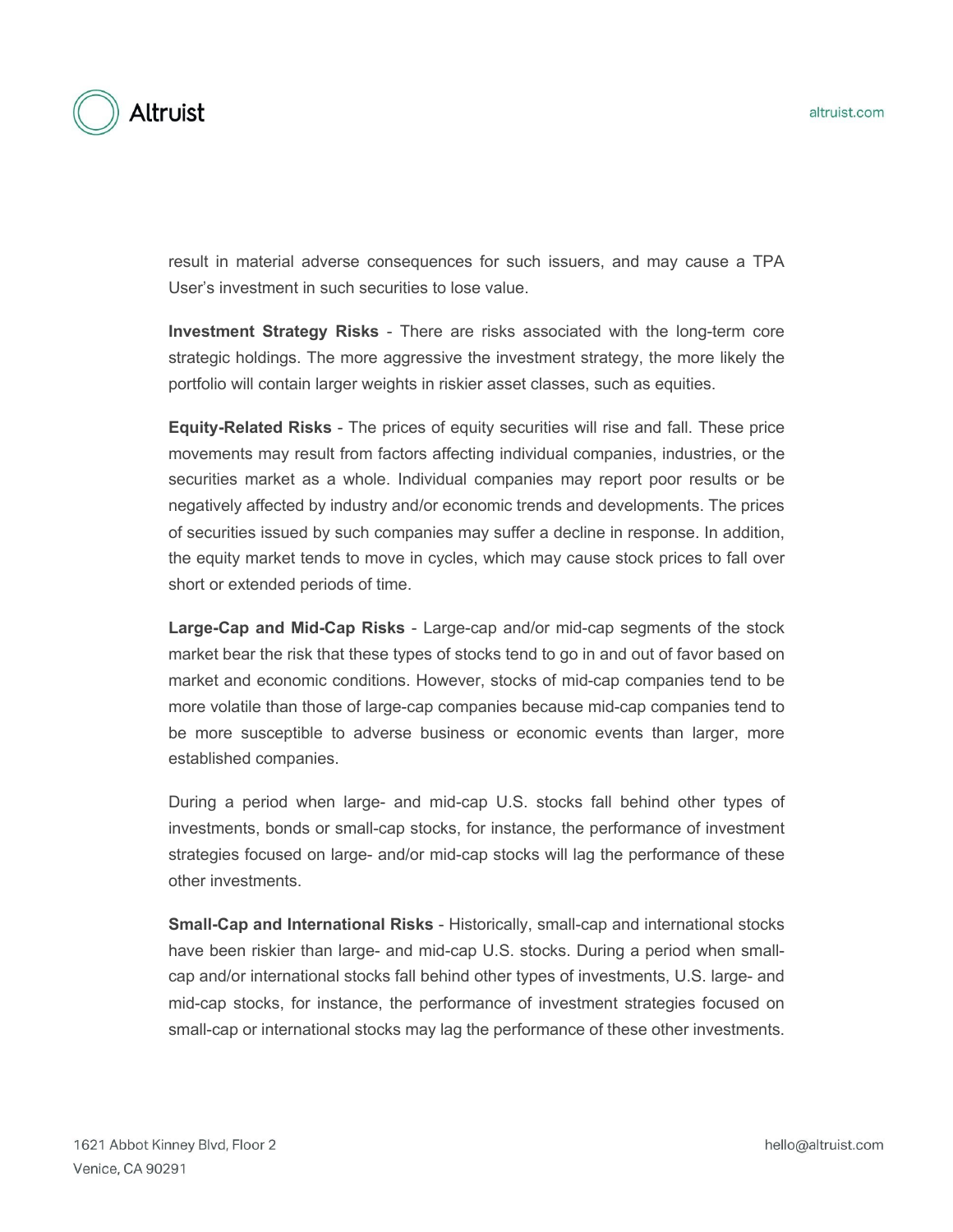result in material adverse consequences for such issuers, and may cause a TPA User's investment in such securities to lose value.

**Investment Strategy Risks** - There are risks associated with the long-term core strategic holdings. The more aggressive the investment strategy, the more likely the portfolio will contain larger weights in riskier asset classes, such as equities.

**Equity-Related Risks** - The prices of equity securities will rise and fall. These price movements may result from factors affecting individual companies, industries, or the securities market as a whole. Individual companies may report poor results or be negatively affected by industry and/or economic trends and developments. The prices of securities issued by such companies may suffer a decline in response. In addition, the equity market tends to move in cycles, which may cause stock prices to fall over short or extended periods of time.

**Large-Cap and Mid-Cap Risks** - Large-cap and/or mid-cap segments of the stock market bear the risk that these types of stocks tend to go in and out of favor based on market and economic conditions. However, stocks of mid-cap companies tend to be more volatile than those of large-cap companies because mid-cap companies tend to be more susceptible to adverse business or economic events than larger, more established companies.

During a period when large- and mid-cap U.S. stocks fall behind other types of investments, bonds or small-cap stocks, for instance, the performance of investment strategies focused on large- and/or mid-cap stocks will lag the performance of these other investments.

**Small-Cap and International Risks** - Historically, small-cap and international stocks have been riskier than large- and mid-cap U.S. stocks. During a period when small-cap and/or international stocks fall behind other types of investments, U.S. large- and mid-cap stocks, for instance, the performance of investment strategies focused on small-cap or international stocks may lag the performance of these other investments.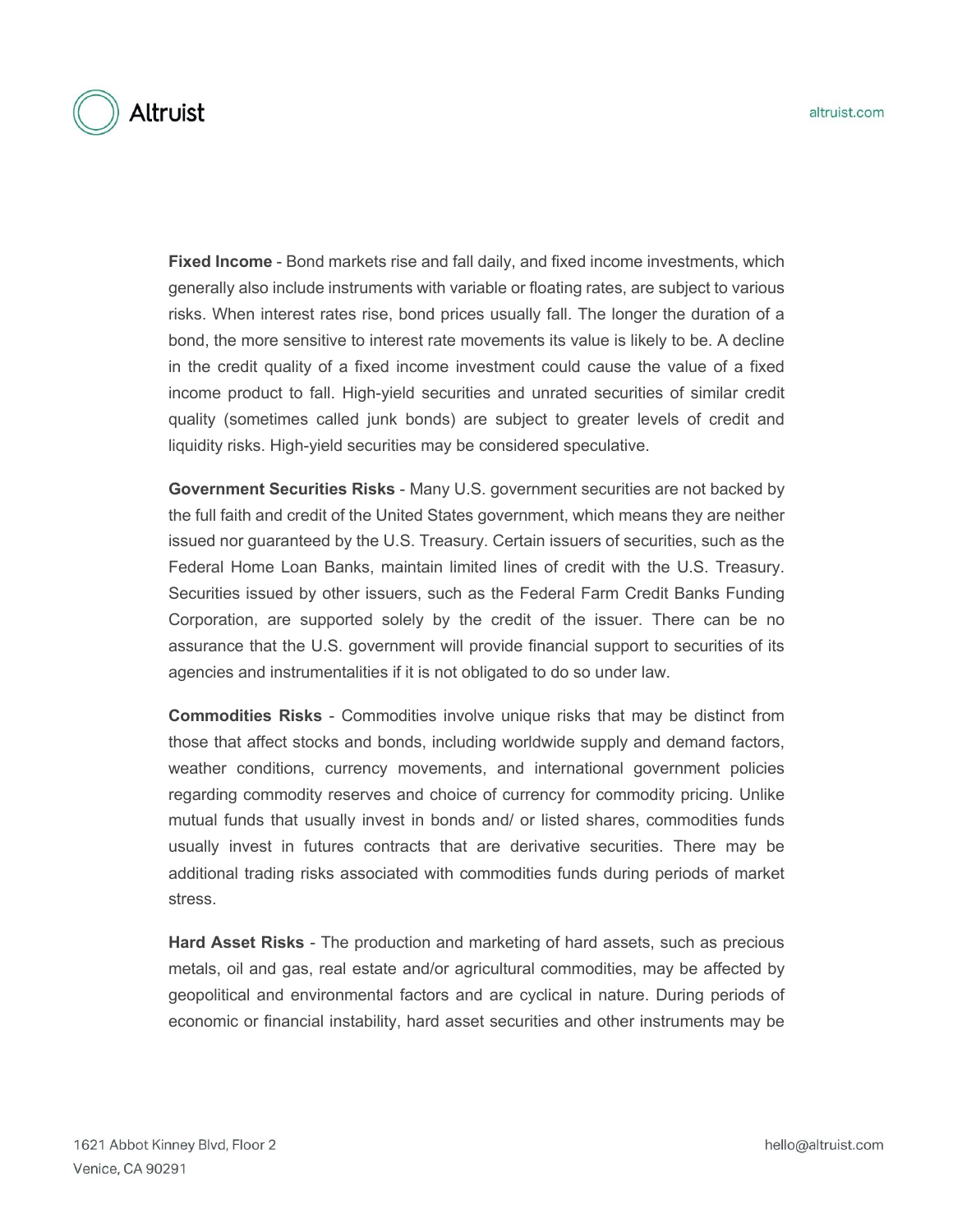**Fixed Income** - Bond markets rise and fall daily, and fixed income investments, which generally also include instruments with variable or floating rates, are subject to various risks. When interest rates rise, bond prices usually fall. The longer the duration of a bond, the more sensitive to interest rate movements its value is likely to be. A decline in the credit quality of a fixed income investment could cause the value of a fixed income product to fall. High-yield securities and unrated securities of similar credit quality (sometimes called junk bonds) are subject to greater levels of credit and liquidity risks. High-yield securities may be considered speculative.

**Government Securities Risks** - Many U.S. government securities are not backed by the full faith and credit of the United States government, which means they are neither issued nor guaranteed by the U.S. Treasury. Certain issuers of securities, such as the Federal Home Loan Banks, maintain limited lines of credit with the U.S. Treasury. Securities issued by other issuers, such as the Federal Farm Credit Banks Funding Corporation, are supported solely by the credit of the issuer. There can be no assurance that the U.S. government will provide financial support to securities of its agencies and instrumentalities if it is not obligated to do so under law.

**Commodities Risks** - Commodities involve unique risks that may be distinct from those that affect stocks and bonds, including worldwide supply and demand factors, weather conditions, currency movements, and international government policies regarding commodity reserves and choice of currency for commodity pricing. Unlike mutual funds that usually invest in bonds and/ or listed shares, commodities funds usually invest in futures contracts that are derivative securities. There may be additional trading risks associated with commodities funds during periods of market stress.

**Hard Asset Risks** - The production and marketing of hard assets, such as precious metals, oil and gas, real estate and/or agricultural commodities, may be affected by geopolitical and environmental factors and are cyclical in nature. During periods of economic or financial instability, hard asset securities and other instruments may be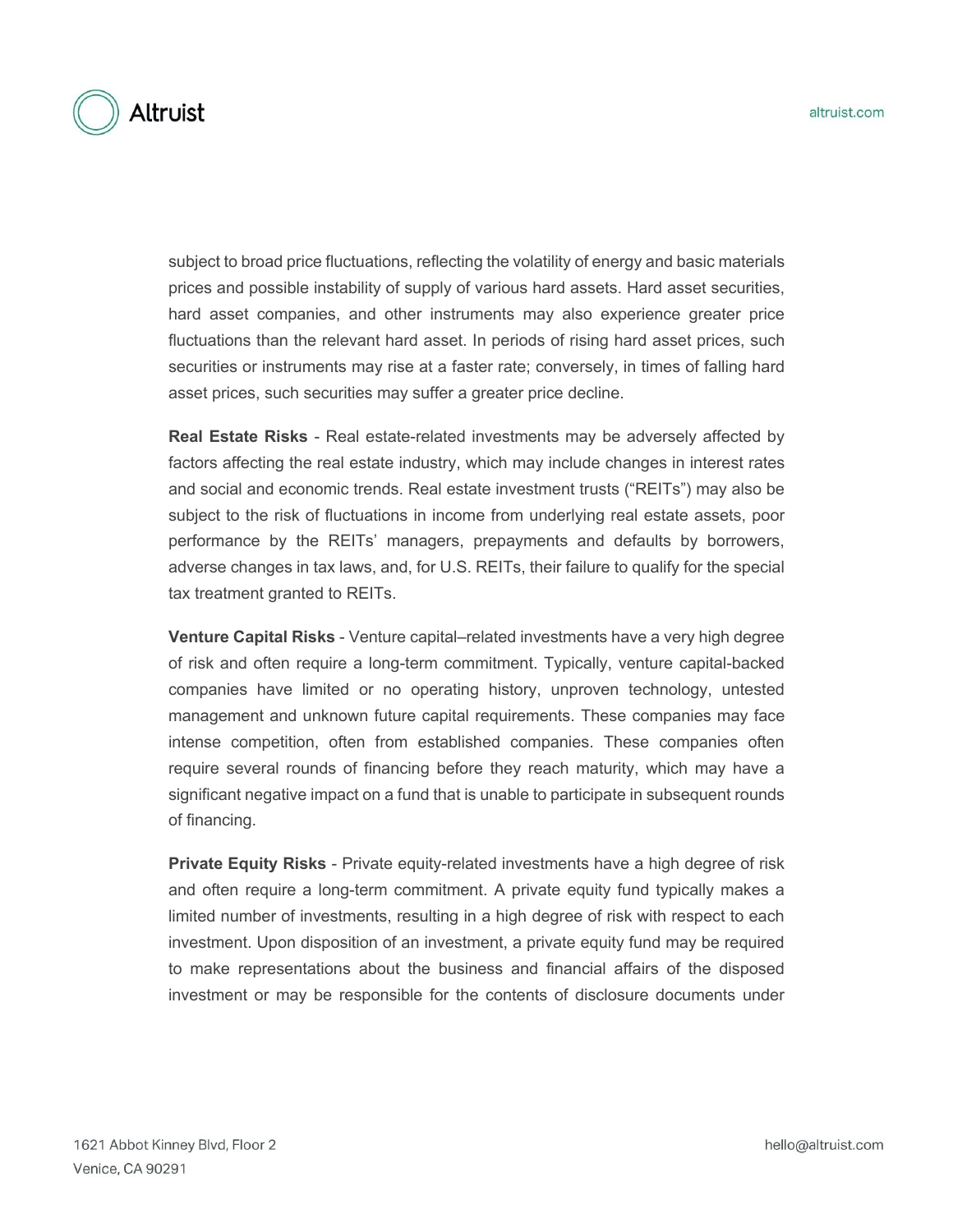subject to broad price fluctuations, reflecting the volatility of energy and basic materials prices and possible instability of supply of various hard assets. Hard asset securities, hard asset companies, and other instruments may also experience greater price fluctuations than the relevant hard asset. In periods of rising hard asset prices, such securities or instruments may rise at a faster rate; conversely, in times of falling hard asset prices, such securities may suffer a greater price decline.

**Real Estate Risks** - Real estate-related investments may be adversely affected by factors affecting the real estate industry, which may include changes in interest rates and social and economic trends. Real estate investment trusts ("REITs") may also be subject to the risk of fluctuations in income from underlying real estate assets, poor performance by the REITs' managers, prepayments and defaults by borrowers, adverse changes in tax laws, and, for U.S. REITs, their failure to qualify for the special tax treatment granted to REITs.

**Venture Capital Risks** - Venture capital–related investments have a very high degree of risk and often require a long-term commitment. Typically, venture capital-backed companies have limited or no operating history, unproven technology, untested management and unknown future capital requirements. These companies may face intense competition, often from established companies. These companies often require several rounds of financing before they reach maturity, which may have a significant negative impact on a fund that is unable to participate in subsequent rounds of financing.

**Private Equity Risks** - Private equity-related investments have a high degree of risk and often require a long-term commitment. A private equity fund typically makes a limited number of investments, resulting in a high degree of risk with respect to each investment. Upon disposition of an investment, a private equity fund may be required to make representations about the business and financial affairs of the disposed investment or may be responsible for the contents of disclosure documents under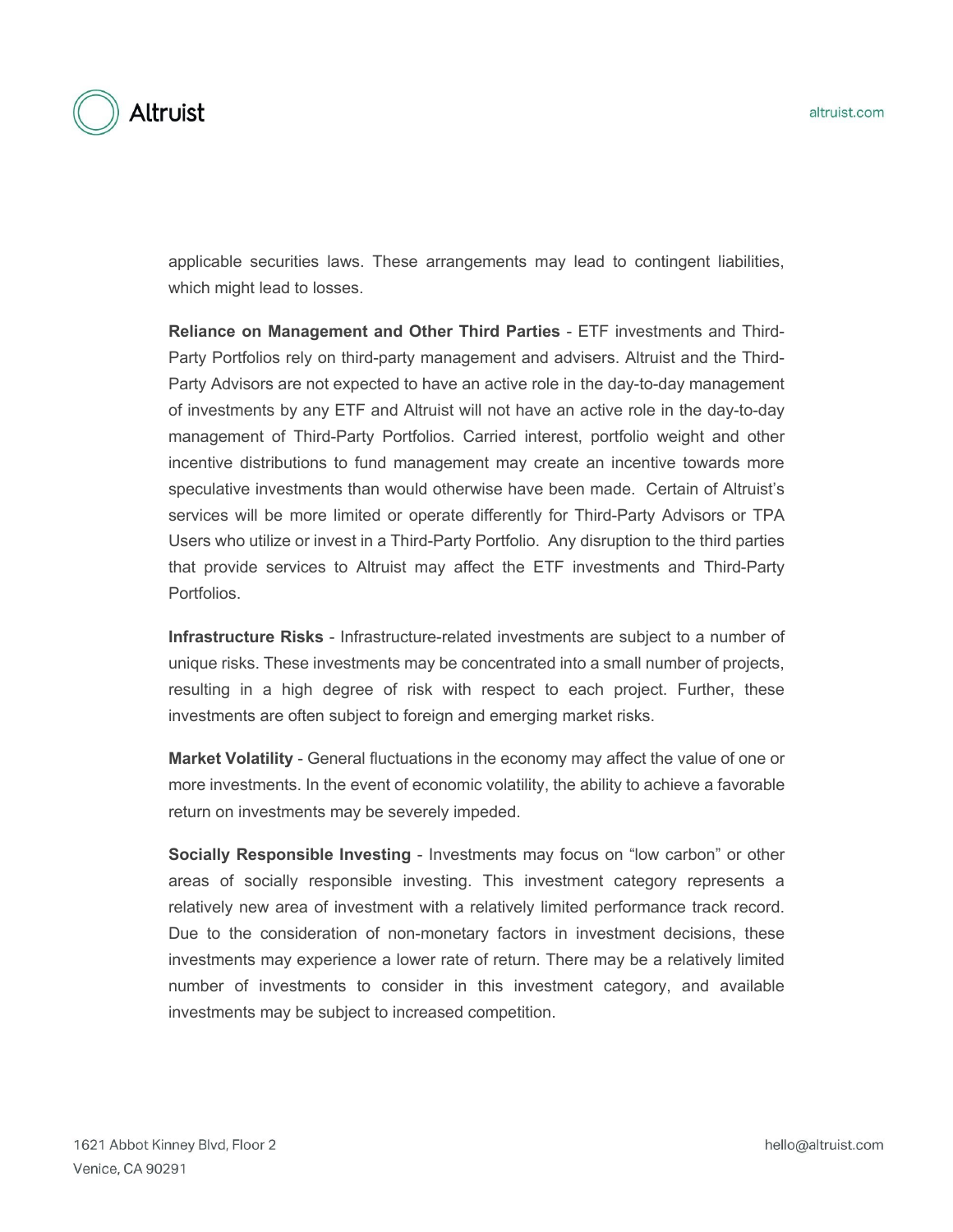applicable securities laws. These arrangements may lead to contingent liabilities, which might lead to losses.

**Reliance on Management and Other Third Parties** - ETF investments and Third-Party Portfolios rely on third-party management and advisers. Altruist and the Third-Party Advisors are not expected to have an active role in the day-to-day management of investments by any ETF and Altruist will not have an active role in the day-to-day management of Third-Party Portfolios. Carried interest, portfolio weight and other incentive distributions to fund management may create an incentive towards more speculative investments than would otherwise have been made. Certain of Altruist's services will be more limited or operate differently for Third-Party Advisors or TPA Users who utilize or invest in a Third-Party Portfolio. Any disruption to the third parties that provide services to Altruist may affect the ETF investments and Third-Party Portfolios.

**Infrastructure Risks** - Infrastructure-related investments are subject to a number of unique risks. These investments may be concentrated into a small number of projects, resulting in a high degree of risk with respect to each project. Further, these investments are often subject to foreign and emerging market risks.

**Market Volatility** - General fluctuations in the economy may affect the value of one or more investments. In the event of economic volatility, the ability to achieve a favorable return on investments may be severely impeded.

**Socially Responsible Investing** - Investments may focus on "low carbon" or other areas of socially responsible investing. This investment category represents a relatively new area of investment with a relatively limited performance track record. Due to the consideration of non-monetary factors in investment decisions, these investments may experience a lower rate of return. There may be a relatively limited number of investments to consider in this investment category, and available investments may be subject to increased competition.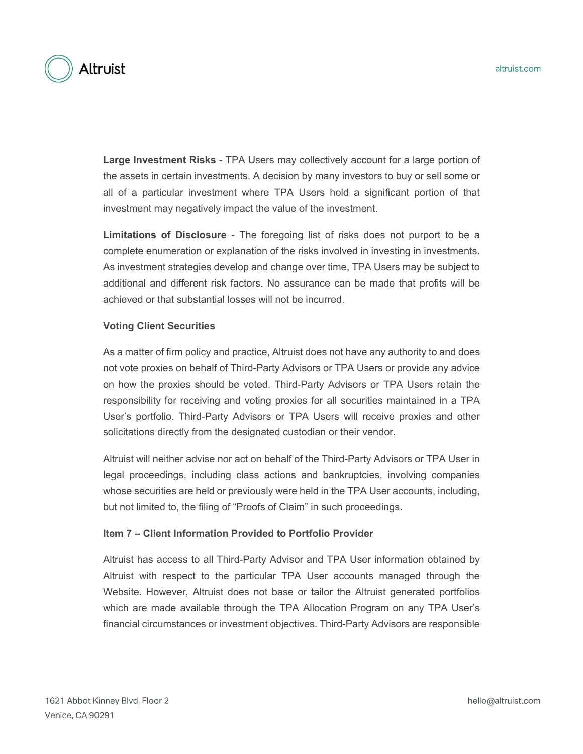**Large Investment Risks** - TPA Users may collectively account for a large portion of the assets in certain investments. A decision by many investors to buy or sell some or all of a particular investment where TPA Users hold a significant portion of that investment may negatively impact the value of the investment.

**Limitations of Disclosure** - The foregoing list of risks does not purport to be a complete enumeration or explanation of the risks involved in investing in investments. As investment strategies develop and change over time, TPA Users may be subject to additional and different risk factors. No assurance can be made that profits will be achieved or that substantial losses will not be incurred.

**Voting Client Securities**

As a matter of firm policy and practice, Altruist does not have any authority to and does not vote proxies on behalf of Third-Party Advisors or TPA Users or provide any advice on how the proxies should be voted. Third-Party Advisors or TPA Users retain the responsibility for receiving and voting proxies for all securities maintained in a TPA User's portfolio. Third-Party Advisors or TPA Users will receive proxies and other solicitations directly from the designated custodian or their vendor.

Altruist will neither advise nor act on behalf of the Third-Party Advisors or TPA User in legal proceedings, including class actions and bankruptcies, involving companies whose securities are held or previously were held in the TPA User accounts, including, but not limited to, the filing of "Proofs of Claim" in such proceedings.

**Item 7 – Client Information Provided to Portfolio Provider**

Altruist has access to all Third-Party Advisor and TPA User information obtained by Altruist with respect to the particular TPA User accounts managed through the Website. However, Altruist does not base or tailor the Altruist generated portfolios which are made available through the TPA Allocation Program on any TPA User's financial circumstances or investment objectives. Third-Party Advisors are responsible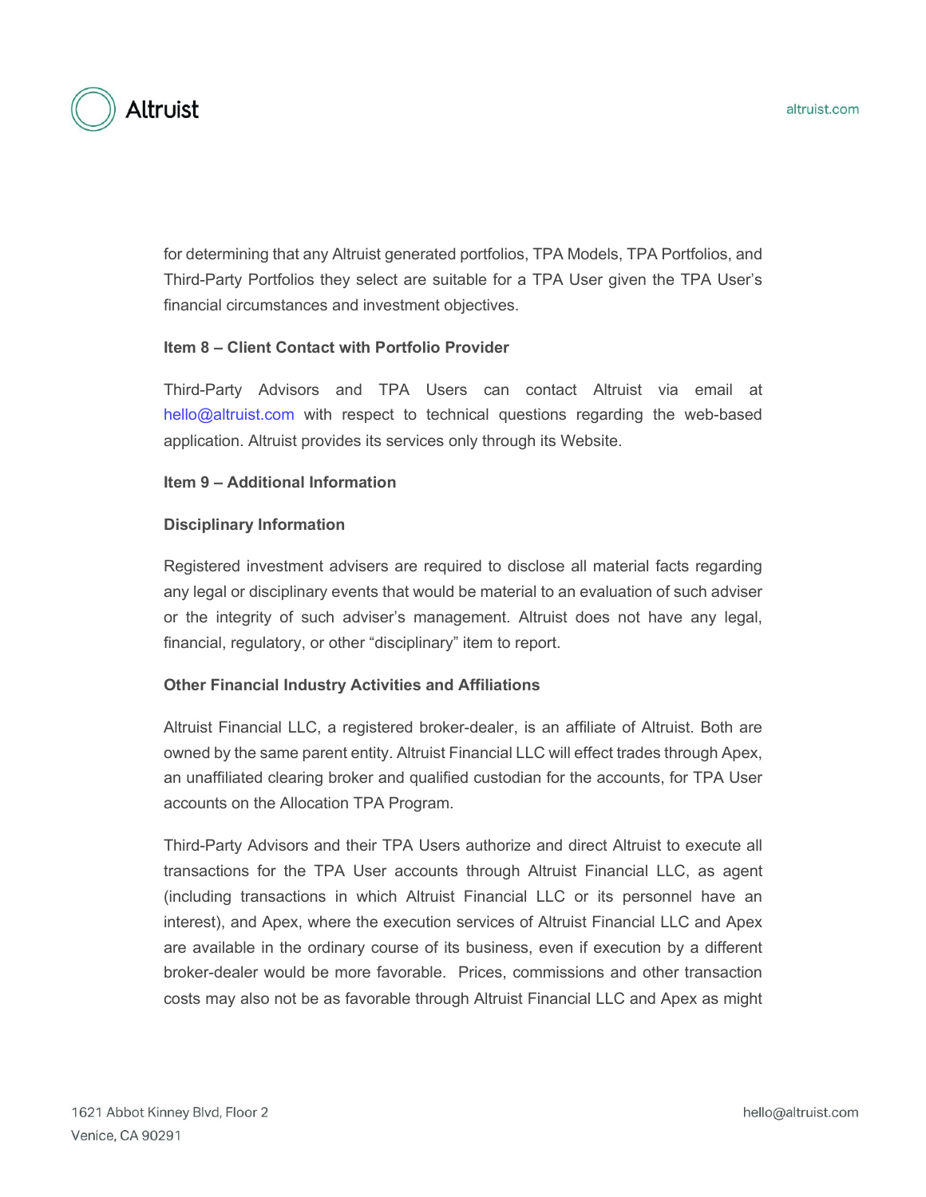for determining that any Altruist generated portfolios, TPA Models, TPA Portfolios, and Third-Party Portfolios they select are suitable for a TPA User given the TPA User's financial circumstances and investment objectives.

**Item 8 – Client Contact with Portfolio Provider**

Third-Party Advisors and TPA Users can contact Altruist via email at hello@altruist.com with respect to technical questions regarding the web-based application. Altruist provides its services only through its Website.

**Item 9 – Additional Information**

**Disciplinary Information**

Registered investment advisers are required to disclose all material facts regarding any legal or disciplinary events that would be material to an evaluation of such adviser or the integrity of such adviser's management. Altruist does not have any legal, financial, regulatory, or other "disciplinary" item to report.

**Other Financial Industry Activities and Affiliations**

Altruist Financial LLC, a registered broker-dealer, is an affiliate of Altruist. Both are owned by the same parent entity. Altruist Financial LLC will effect trades through Apex, an unaffiliated clearing broker and qualified custodian for the accounts, for TPA User accounts on the Allocation TPA Program.

Third-Party Advisors and their TPA Users authorize and direct Altruist to execute all transactions for the TPA User accounts through Altruist Financial LLC, as agent (including transactions in which Altruist Financial LLC or its personnel have an interest), and Apex, where the execution services of Altruist Financial LLC and Apex are available in the ordinary course of its business, even if execution by a different broker-dealer would be more favorable. Prices, commissions and other transaction costs may also not be as favorable through Altruist Financial LLC and Apex as might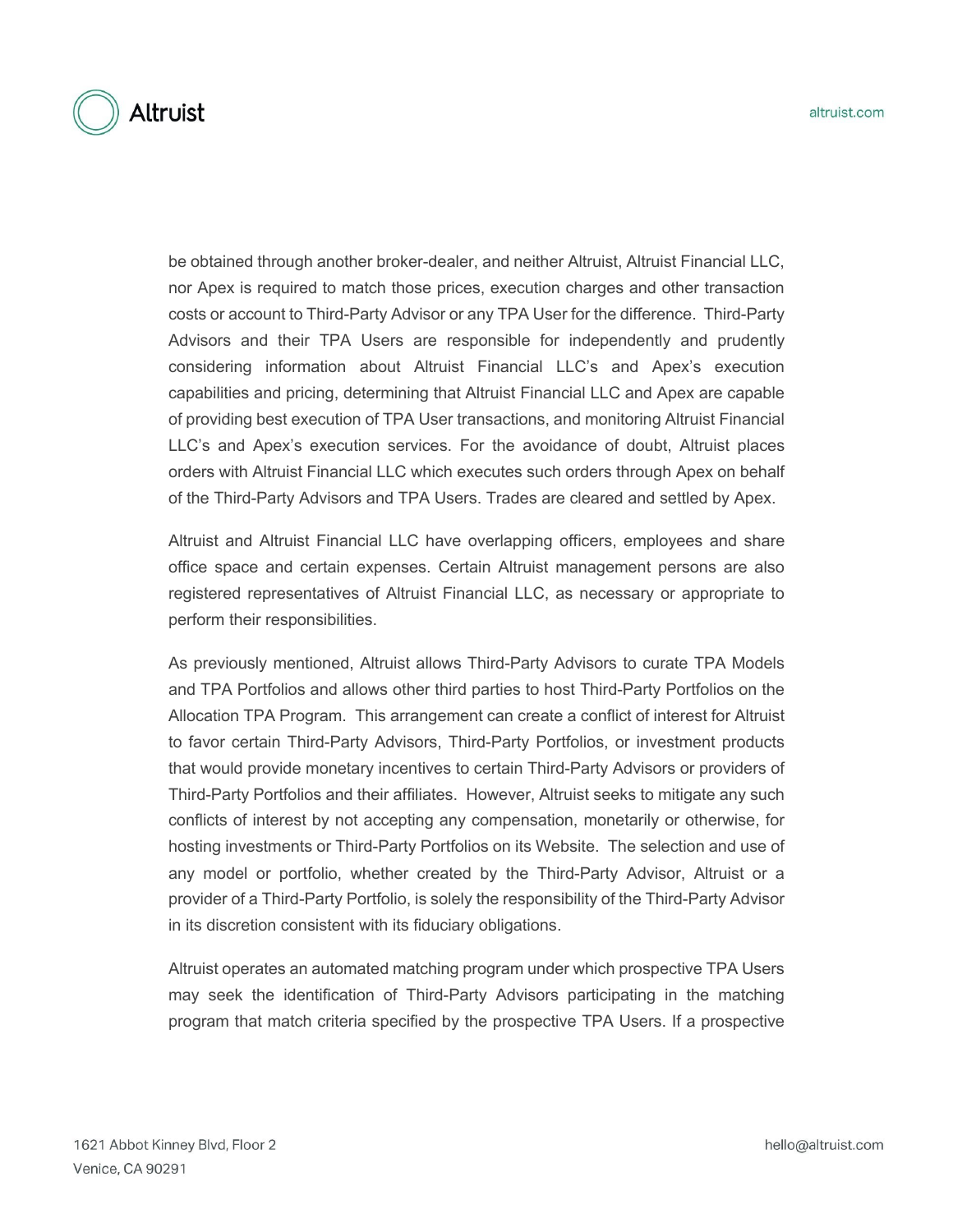be obtained through another broker-dealer, and neither Altruist, Altruist Financial LLC, nor Apex is required to match those prices, execution charges and other transaction costs or account to Third-Party Advisor or any TPA User for the difference. Third-Party Advisors and their TPA Users are responsible for independently and prudently considering information about Altruist Financial LLC's and Apex's execution capabilities and pricing, determining that Altruist Financial LLC and Apex are capable of providing best execution of TPA User transactions, and monitoring Altruist Financial LLC's and Apex's execution services. For the avoidance of doubt, Altruist places orders with Altruist Financial LLC which executes such orders through Apex on behalf of the Third-Party Advisors and TPA Users. Trades are cleared and settled by Apex.

Altruist and Altruist Financial LLC have overlapping officers, employees and share office space and certain expenses. Certain Altruist management persons are also registered representatives of Altruist Financial LLC, as necessary or appropriate to perform their responsibilities.

As previously mentioned, Altruist allows Third-Party Advisors to curate TPA Models and TPA Portfolios and allows other third parties to host Third-Party Portfolios on the Allocation TPA Program. This arrangement can create a conflict of interest for Altruist to favor certain Third-Party Advisors, Third-Party Portfolios, or investment products that would provide monetary incentives to certain Third-Party Advisors or providers of Third-Party Portfolios and their affiliates. However, Altruist seeks to mitigate any such conflicts of interest by not accepting any compensation, monetarily or otherwise, for hosting investments or Third-Party Portfolios on its Website. The selection and use of any model or portfolio, whether created by the Third-Party Advisor, Altruist or a provider of a Third-Party Portfolio, is solely the responsibility of the Third-Party Advisor in its discretion consistent with its fiduciary obligations.

Altruist operates an automated matching program under which prospective TPA Users may seek the identification of Third-Party Advisors participating in the matching program that match criteria specified by the prospective TPA Users. If a prospective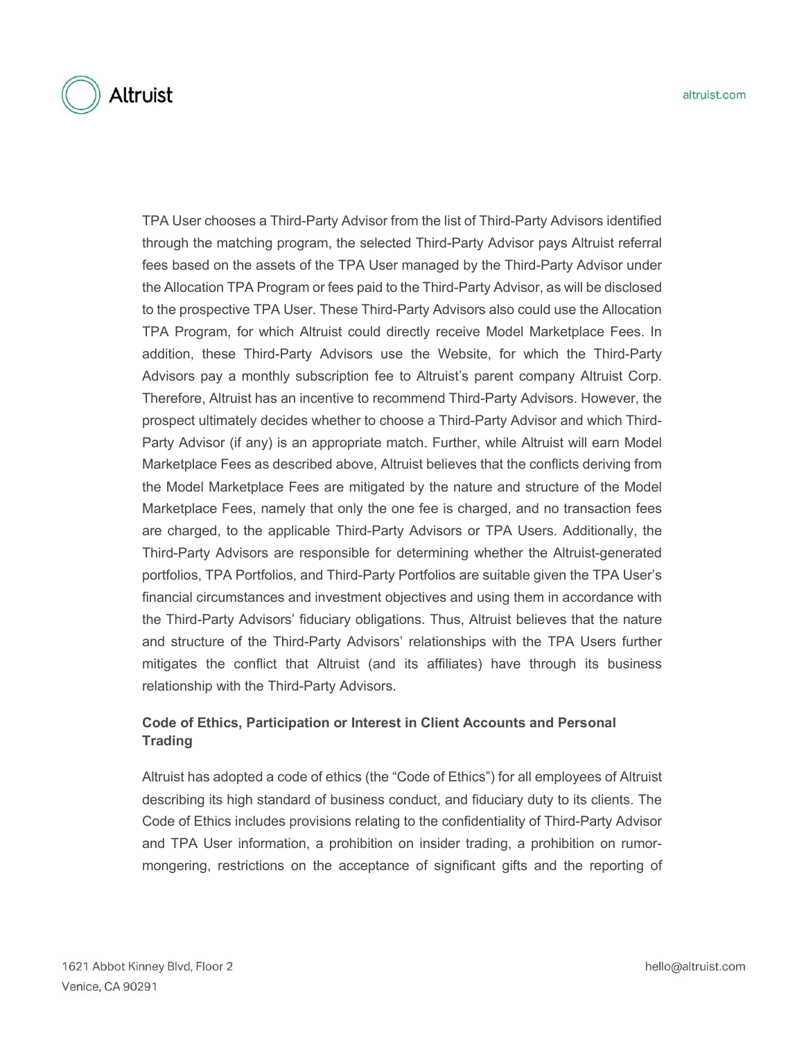TPA User chooses a Third-Party Advisor from the list of Third-Party Advisors identified through the matching program, the selected Third-Party Advisor pays Altruist referral fees based on the assets of the TPA User managed by the Third-Party Advisor under the Allocation TPA Program or fees paid to the Third-Party Advisor, as will be disclosed to the prospective TPA User. These Third-Party Advisors also could use the Allocation TPA Program, for which Altruist could directly receive Model Marketplace Fees. In addition, these Third-Party Advisors use the Website, for which the Third-Party Advisors pay a monthly subscription fee to Altruist's parent company Altruist Corp. Therefore, Altruist has an incentive to recommend Third-Party Advisors. However, the prospect ultimately decides whether to choose a Third-Party Advisor and which Third-Party Advisor (if any) is an appropriate match. Further, while Altruist will earn Model Marketplace Fees as described above, Altruist believes that the conflicts deriving from the Model Marketplace Fees are mitigated by the nature and structure of the Model Marketplace Fees, namely that only the one fee is charged, and no transaction fees are charged, to the applicable Third-Party Advisors or TPA Users. Additionally, the Third-Party Advisors are responsible for determining whether the Altruist-generated portfolios, TPA Portfolios, and Third-Party Portfolios are suitable given the TPA User's financial circumstances and investment objectives and using them in accordance with the Third-Party Advisors' fiduciary obligations. Thus, Altruist believes that the nature and structure of the Third-Party Advisors' relationships with the TPA Users further mitigates the conflict that Altruist (and its affiliates) have through its business relationship with the Third-Party Advisors.

**Code of Ethics, Participation or Interest in Client Accounts and Personal Trading**

Altruist has adopted a code of ethics (the "Code of Ethics") for all employees of Altruist describing its high standard of business conduct, and fiduciary duty to its clients. The Code of Ethics includes provisions relating to the confidentiality of Third-Party Advisor and TPA User information, a prohibition on insider trading, a prohibition on rumor-mongering, restrictions on the acceptance of significant gifts and the reporting of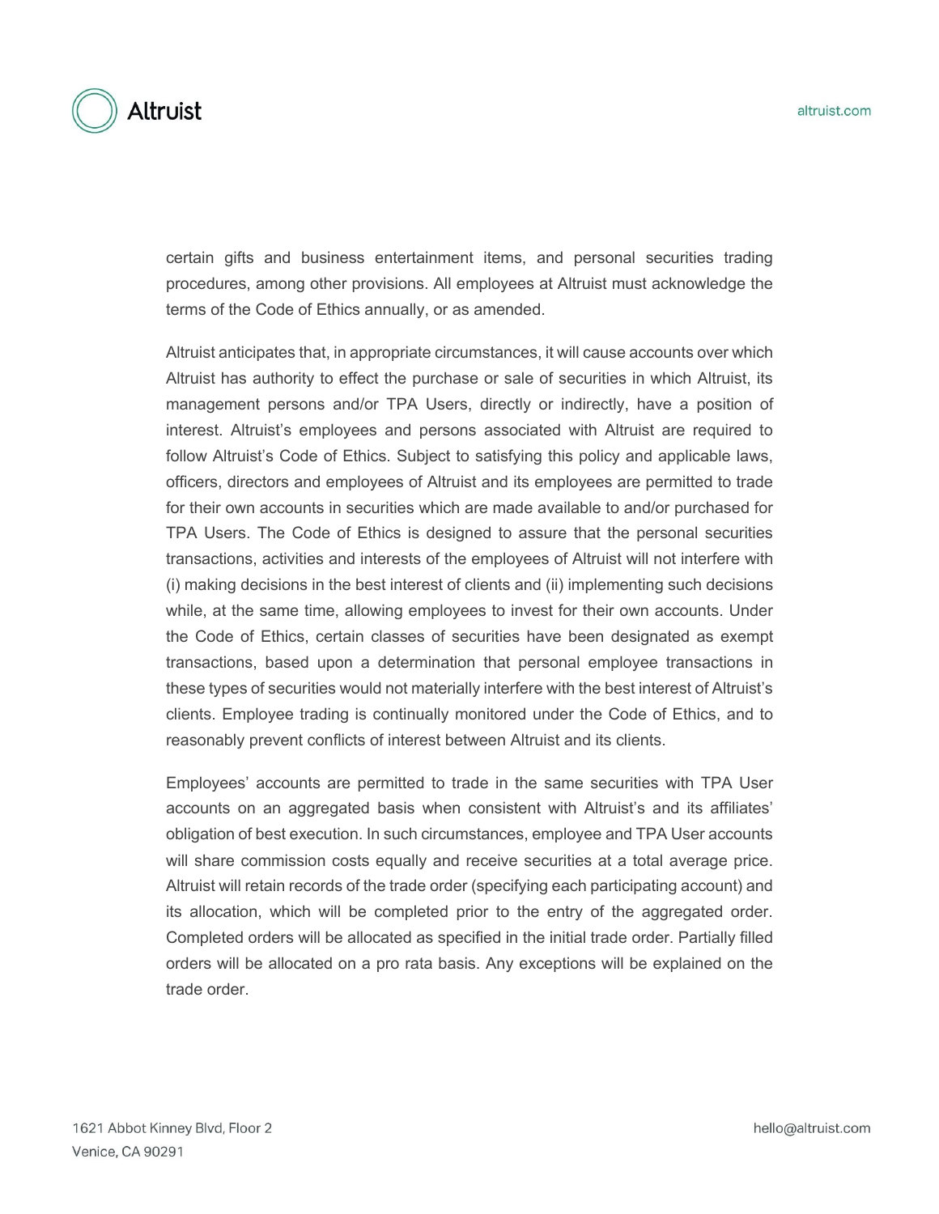certain gifts and business entertainment items, and personal securities trading procedures, among other provisions. All employees at Altruist must acknowledge the terms of the Code of Ethics annually, or as amended.

Altruist anticipates that, in appropriate circumstances, it will cause accounts over which Altruist has authority to effect the purchase or sale of securities in which Altruist, its management persons and/or TPA Users, directly or indirectly, have a position of interest. Altruist's employees and persons associated with Altruist are required to follow Altruist's Code of Ethics. Subject to satisfying this policy and applicable laws, officers, directors and employees of Altruist and its employees are permitted to trade for their own accounts in securities which are made available to and/or purchased for TPA Users. The Code of Ethics is designed to assure that the personal securities transactions, activities and interests of the employees of Altruist will not interfere with (i) making decisions in the best interest of clients and (ii) implementing such decisions while, at the same time, allowing employees to invest for their own accounts. Under the Code of Ethics, certain classes of securities have been designated as exempt transactions, based upon a determination that personal employee transactions in these types of securities would not materially interfere with the best interest of Altruist's clients. Employee trading is continually monitored under the Code of Ethics, and to reasonably prevent conflicts of interest between Altruist and its clients.

Employees' accounts are permitted to trade in the same securities with TPA User accounts on an aggregated basis when consistent with Altruist's and its affiliates' obligation of best execution. In such circumstances, employee and TPA User accounts will share commission costs equally and receive securities at a total average price. Altruist will retain records of the trade order (specifying each participating account) and its allocation, which will be completed prior to the entry of the aggregated order. Completed orders will be allocated as specified in the initial trade order. Partially filled orders will be allocated on a pro rata basis. Any exceptions will be explained on the trade order.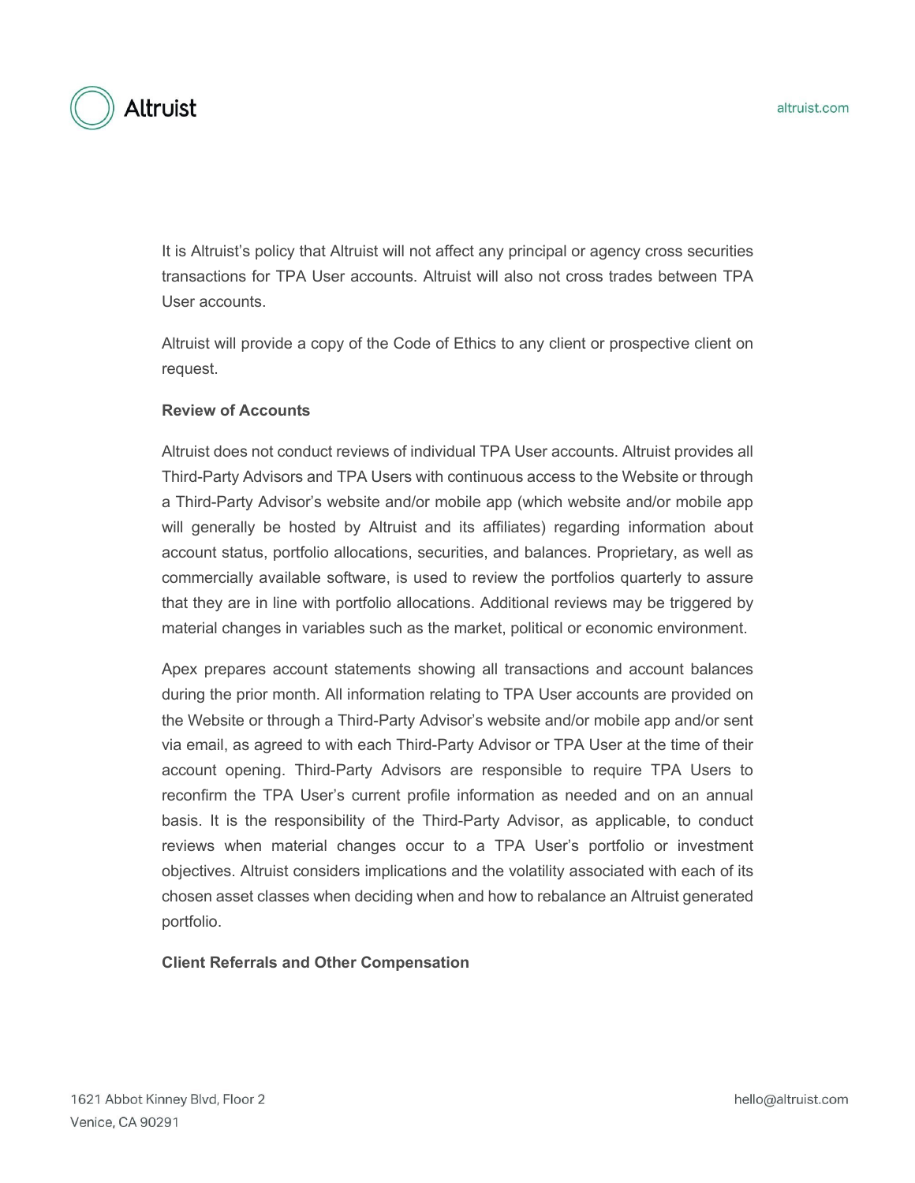It is Altruist's policy that Altruist will not affect any principal or agency cross securities transactions for TPA User accounts. Altruist will also not cross trades between TPA User accounts.

Altruist will provide a copy of the Code of Ethics to any client or prospective client on request.

**Review of Accounts**

Altruist does not conduct reviews of individual TPA User accounts. Altruist provides all Third-Party Advisors and TPA Users with continuous access to the Website or through a Third-Party Advisor's website and/or mobile app (which website and/or mobile app will generally be hosted by Altruist and its affiliates) regarding information about account status, portfolio allocations, securities, and balances. Proprietary, as well as commercially available software, is used to review the portfolios quarterly to assure that they are in line with portfolio allocations. Additional reviews may be triggered by material changes in variables such as the market, political or economic environment.

Apex prepares account statements showing all transactions and account balances during the prior month. All information relating to TPA User accounts are provided on the Website or through a Third-Party Advisor's website and/or mobile app and/or sent via email, as agreed to with each Third-Party Advisor or TPA User at the time of their account opening. Third-Party Advisors are responsible to require TPA Users to reconfirm the TPA User's current profile information as needed and on an annual basis. It is the responsibility of the Third-Party Advisor, as applicable, to conduct reviews when material changes occur to a TPA User's portfolio or investment objectives. Altruist considers implications and the volatility associated with each of its chosen asset classes when deciding when and how to rebalance an Altruist generated portfolio.

**Client Referrals and Other Compensation**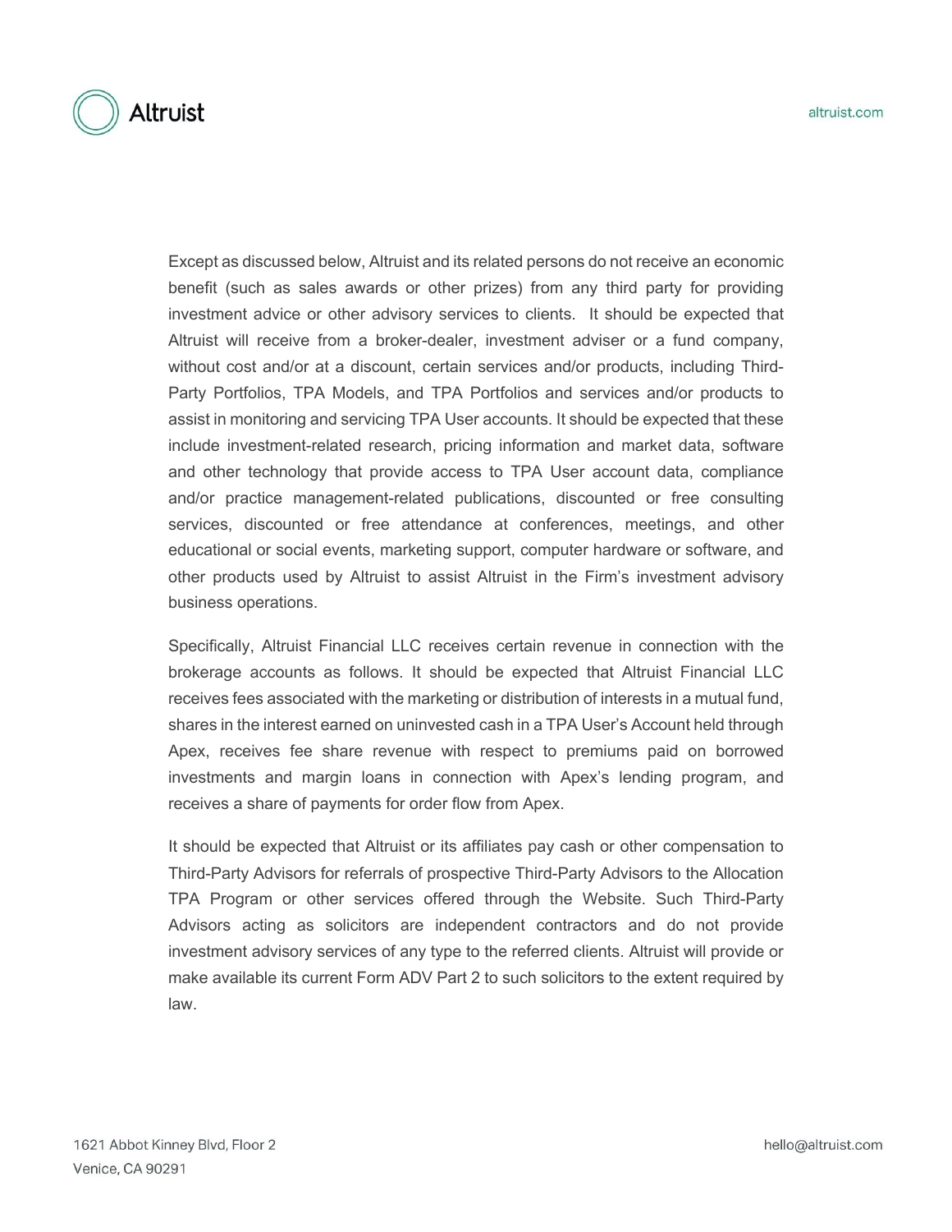Except as discussed below, Altruist and its related persons do not receive an economic benefit (such as sales awards or other prizes) from any third party for providing investment advice or other advisory services to clients. It should be expected that Altruist will receive from a broker-dealer, investment adviser or a fund company, without cost and/or at a discount, certain services and/or products, including Third-Party Portfolios, TPA Models, and TPA Portfolios and services and/or products to assist in monitoring and servicing TPA User accounts. It should be expected that these include investment-related research, pricing information and market data, software and other technology that provide access to TPA User account data, compliance and/or practice management-related publications, discounted or free consulting services, discounted or free attendance at conferences, meetings, and other educational or social events, marketing support, computer hardware or software, and other products used by Altruist to assist Altruist in the Firm's investment advisory business operations.

Specifically, Altruist Financial LLC receives certain revenue in connection with the brokerage accounts as follows. It should be expected that Altruist Financial LLC receives fees associated with the marketing or distribution of interests in a mutual fund, shares in the interest earned on uninvested cash in a TPA User's Account held through Apex, receives fee share revenue with respect to premiums paid on borrowed investments and margin loans in connection with Apex's lending program, and receives a share of payments for order flow from Apex.

It should be expected that Altruist or its affiliates pay cash or other compensation to Third-Party Advisors for referrals of prospective Third-Party Advisors to the Allocation TPA Program or other services offered through the Website. Such Third-Party Advisors acting as solicitors are independent contractors and do not provide investment advisory services of any type to the referred clients. Altruist will provide or make available its current Form ADV Part 2 to such solicitors to the extent required by law.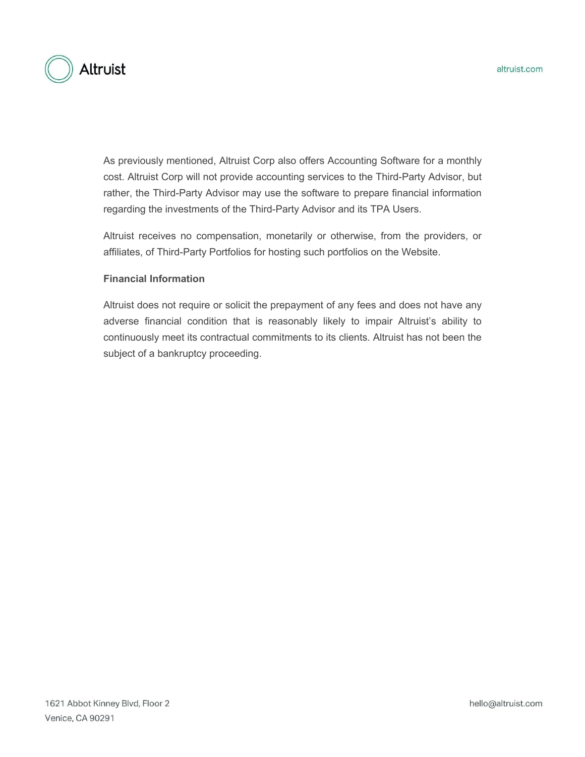As previously mentioned, Altruist Corp also offers Accounting Software for a monthly cost. Altruist Corp will not provide accounting services to the Third-Party Advisor, but rather, the Third-Party Advisor may use the software to prepare financial information regarding the investments of the Third-Party Advisor and its TPA Users.

Altruist receives no compensation, monetarily or otherwise, from the providers, or affiliates, of Third-Party Portfolios for hosting such portfolios on the Website.

**Financial Information**

Altruist does not require or solicit the prepayment of any fees and does not have any adverse financial condition that is reasonably likely to impair Altruist's ability to continuously meet its contractual commitments to its clients. Altruist has not been the subject of a bankruptcy proceeding.